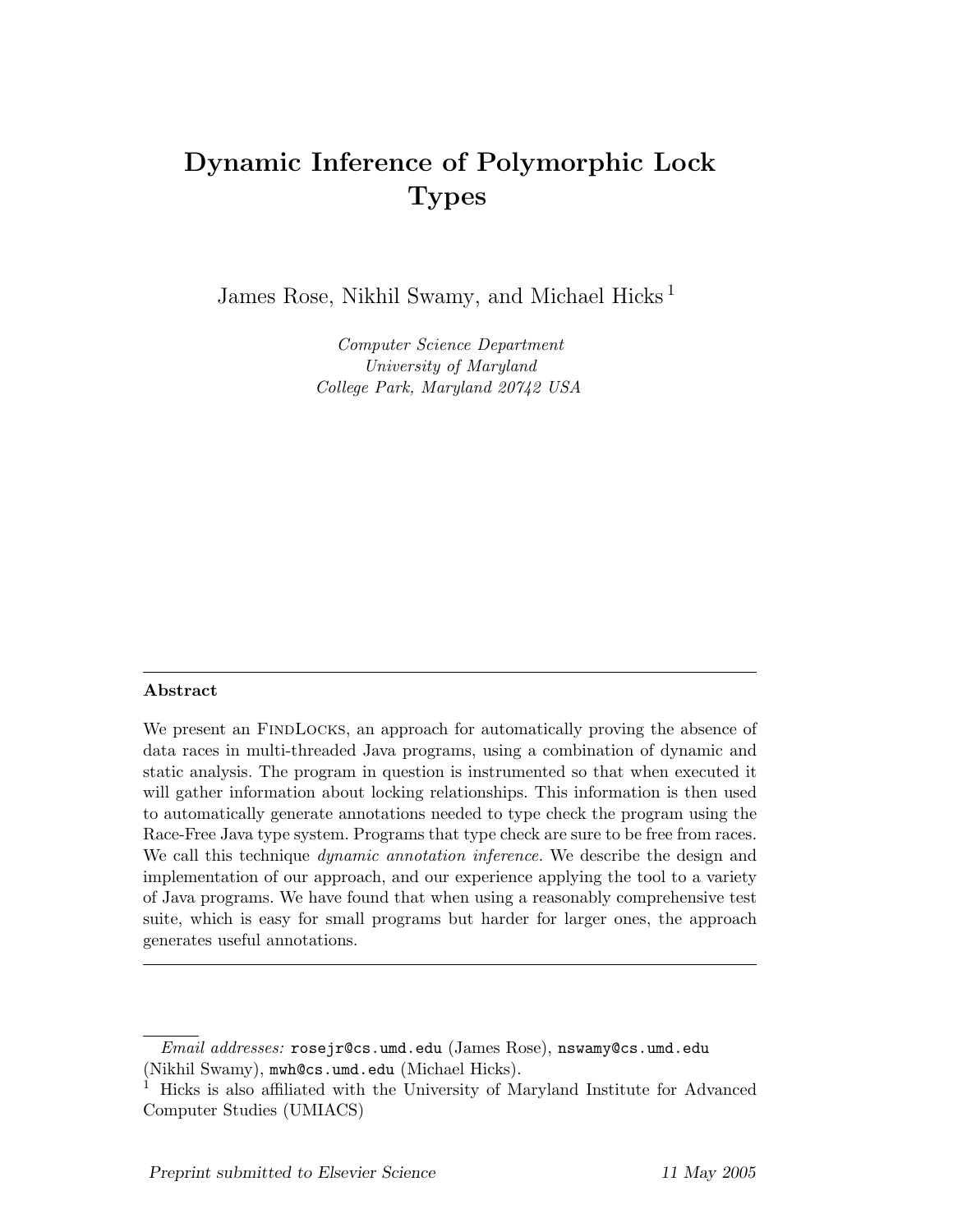# Dynamic Inference of Polymorphic Lock Types

James Rose, Nikhil Swamy, and Michael Hicks [1]

*Computer Science Department*
*University of Maryland*
*College Park, Maryland 20742 USA*

---

**Abstract**

We present an FindLocks, an approach for automatically proving the absence of data races in multi-threaded Java programs, using a combination of dynamic and static analysis. The program in question is instrumented so that when executed it will gather information about locking relationships. This information is then used to automatically generate annotations needed to type check the program using the Race-Free Java type system. Programs that type check are sure to be free from races. We call this technique *dynamic annotation inference*. We describe the design and implementation of our approach, and our experience applying the tool to a variety of Java programs. We have found that when using a reasonably comprehensive test suite, which is easy for small programs but harder for larger ones, the approach generates useful annotations.

---

*Email addresses:* `rosejr@cs.umd.edu` (James Rose), `nswamy@cs.umd.edu` (Nikhil Swamy), `mwh@cs.umd.edu` (Michael Hicks).

[1] Hicks is also affiliated with the University of Maryland Institute for Advanced Computer Studies (UMIACS)

*Preprint submitted to Elsevier Science* — *11 May 2005*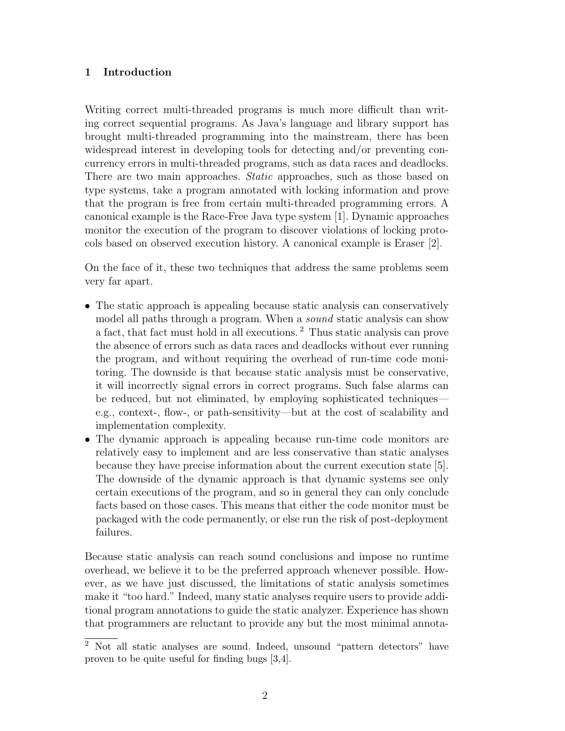## 1 Introduction

Writing correct multi-threaded programs is much more difficult than writing correct sequential programs. As Java's language and library support has brought multi-threaded programming into the mainstream, there has been widespread interest in developing tools for detecting and/or preventing concurrency errors in multi-threaded programs, such as data races and deadlocks. There are two main approaches. *Static* approaches, such as those based on type systems, take a program annotated with locking information and prove that the program is free from certain multi-threaded programming errors. A canonical example is the Race-Free Java type system [1]. Dynamic approaches monitor the execution of the program to discover violations of locking protocols based on observed execution history. A canonical example is Eraser [2].

On the face of it, these two techniques that address the same problems seem very far apart.

- The static approach is appealing because static analysis can conservatively model all paths through a program. When a *sound* static analysis can show a fact, that fact must hold in all executions. [2] Thus static analysis can prove the absence of errors such as data races and deadlocks without ever running the program, and without requiring the overhead of run-time code monitoring. The downside is that because static analysis must be conservative, it will incorrectly signal errors in correct programs. Such false alarms can be reduced, but not eliminated, by employing sophisticated techniques—e.g., context-, flow-, or path-sensitivity—but at the cost of scalability and implementation complexity.
- The dynamic approach is appealing because run-time code monitors are relatively easy to implement and are less conservative than static analyses because they have precise information about the current execution state [5]. The downside of the dynamic approach is that dynamic systems see only certain executions of the program, and so in general they can only conclude facts based on those cases. This means that either the code monitor must be packaged with the code permanently, or else run the risk of post-deployment failures.

Because static analysis can reach sound conclusions and impose no runtime overhead, we believe it to be the preferred approach whenever possible. However, as we have just discussed, the limitations of static analysis sometimes make it "too hard." Indeed, many static analyses require users to provide additional program annotations to guide the static analyzer. Experience has shown that programmers are reluctant to provide any but the most minimal annota-

[2] Not all static analyses are sound. Indeed, unsound "pattern detectors" have proven to be quite useful for finding bugs [3,4].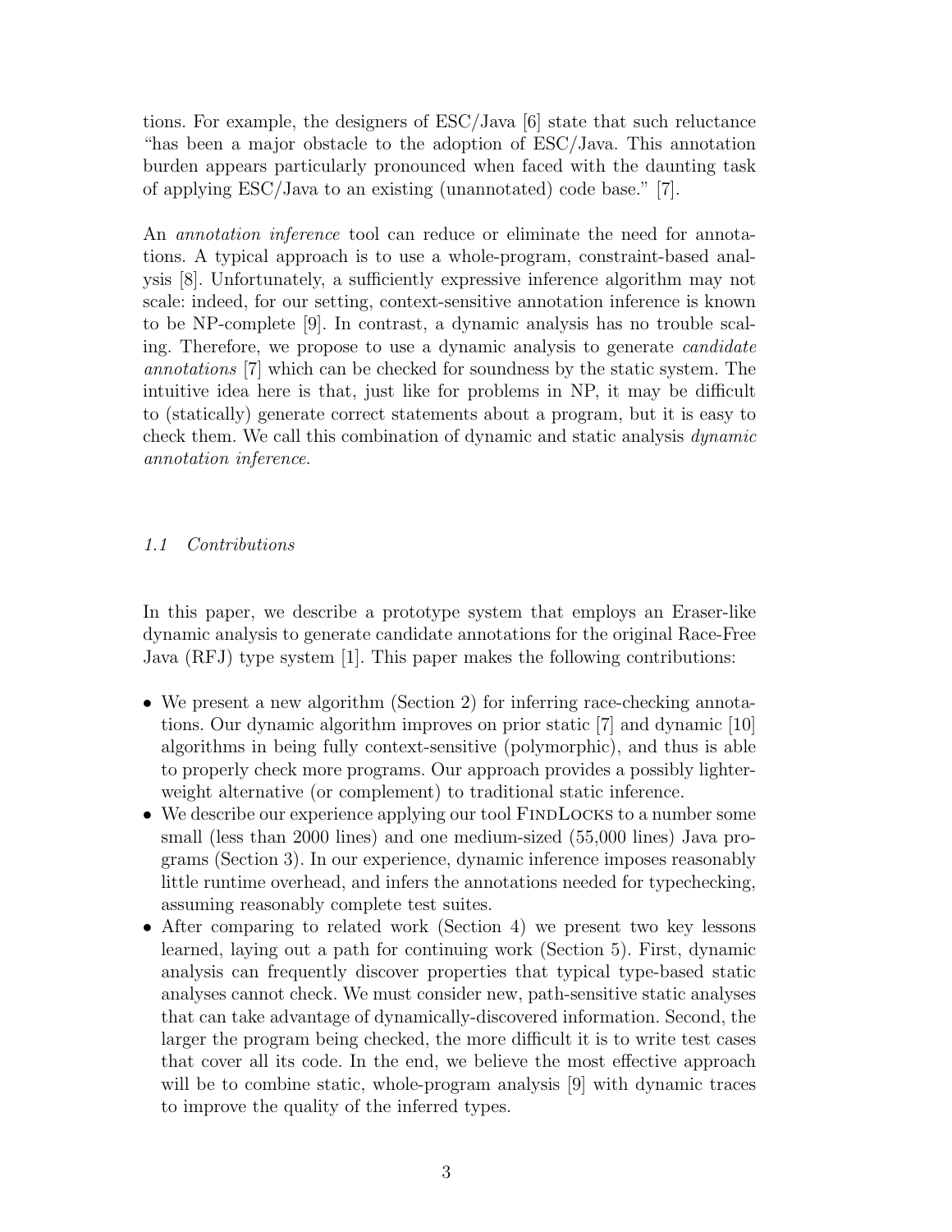tions. For example, the designers of ESC/Java [6] state that such reluctance "has been a major obstacle to the adoption of ESC/Java. This annotation burden appears particularly pronounced when faced with the daunting task of applying ESC/Java to an existing (unannotated) code base." [7].

An *annotation inference* tool can reduce or eliminate the need for annotations. A typical approach is to use a whole-program, constraint-based analysis [8]. Unfortunately, a sufficiently expressive inference algorithm may not scale: indeed, for our setting, context-sensitive annotation inference is known to be NP-complete [9]. In contrast, a dynamic analysis has no trouble scaling. Therefore, we propose to use a dynamic analysis to generate *candidate annotations* [7] which can be checked for soundness by the static system. The intuitive idea here is that, just like for problems in NP, it may be difficult to (statically) generate correct statements about a program, but it is easy to check them. We call this combination of dynamic and static analysis *dynamic annotation inference*.

### *1.1 Contributions*

In this paper, we describe a prototype system that employs an Eraser-like dynamic analysis to generate candidate annotations for the original Race-Free Java (RFJ) type system [1]. This paper makes the following contributions:

- We present a new algorithm (Section 2) for inferring race-checking annotations. Our dynamic algorithm improves on prior static [7] and dynamic [10] algorithms in being fully context-sensitive (polymorphic), and thus is able to properly check more programs. Our approach provides a possibly lighter-weight alternative (or complement) to traditional static inference.
- We describe our experience applying our tool FindLocks to a number some small (less than 2000 lines) and one medium-sized (55,000 lines) Java programs (Section 3). In our experience, dynamic inference imposes reasonably little runtime overhead, and infers the annotations needed for typechecking, assuming reasonably complete test suites.
- After comparing to related work (Section 4) we present two key lessons learned, laying out a path for continuing work (Section 5). First, dynamic analysis can frequently discover properties that typical type-based static analyses cannot check. We must consider new, path-sensitive static analyses that can take advantage of dynamically-discovered information. Second, the larger the program being checked, the more difficult it is to write test cases that cover all its code. In the end, we believe the most effective approach will be to combine static, whole-program analysis [9] with dynamic traces to improve the quality of the inferred types.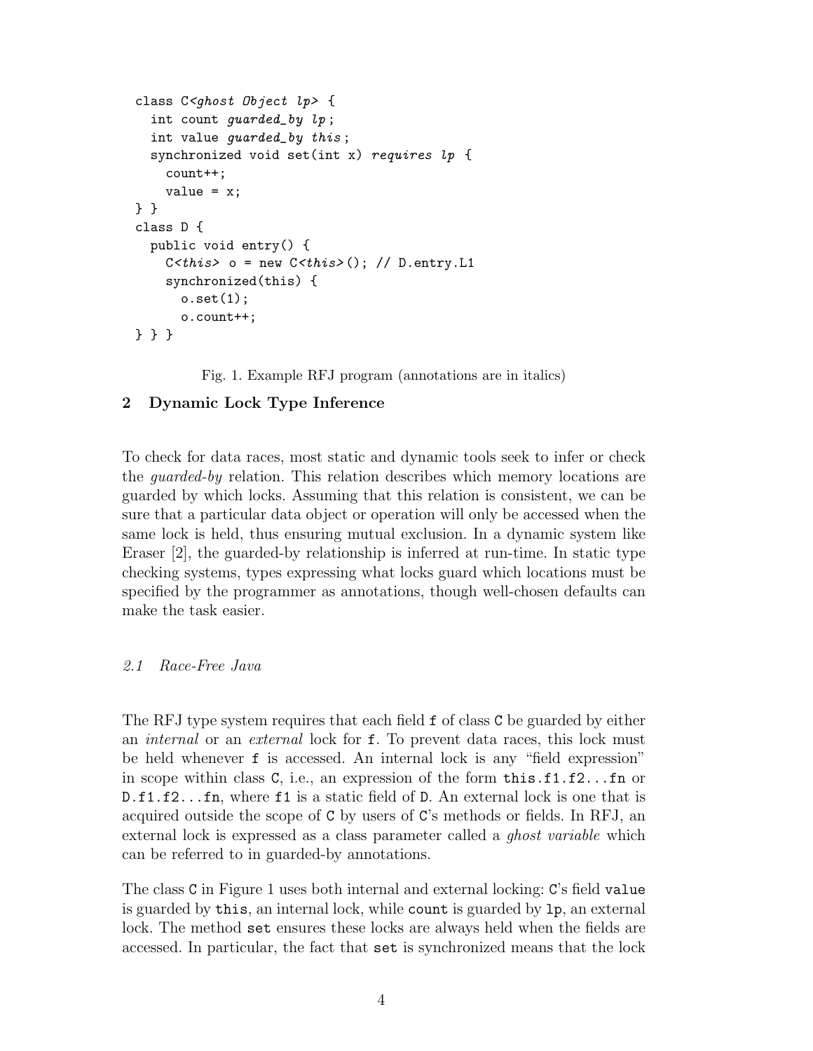```
class C<ghost Object lp> {
  int count guarded_by lp;
  int value guarded_by this;
  synchronized void set(int x) requires lp {
    count++;
    value = x;
} }
class D {
  public void entry() {
    C<this> o = new C<this>(); // D.entry.L1
    synchronized(this) {
      o.set(1);
      o.count++;
} } }
```

Fig. 1. Example RFJ program (annotations are in italics)

## 2 Dynamic Lock Type Inference

To check for data races, most static and dynamic tools seek to infer or check the *guarded-by* relation. This relation describes which memory locations are guarded by which locks. Assuming that this relation is consistent, we can be sure that a particular data object or operation will only be accessed when the same lock is held, thus ensuring mutual exclusion. In a dynamic system like Eraser [2], the guarded-by relationship is inferred at run-time. In static type checking systems, types expressing what locks guard which locations must be specified by the programmer as annotations, though well-chosen defaults can make the task easier.

### *2.1 Race-Free Java*

The RFJ type system requires that each field `f` of class `C` be guarded by either an *internal* or an *external* lock for `f`. To prevent data races, this lock must be held whenever `f` is accessed. An internal lock is any "field expression" in scope within class `C`, i.e., an expression of the form `this.f1.f2...fn` or `D.f1.f2...fn`, where `f1` is a static field of `D`. An external lock is one that is acquired outside the scope of `C` by users of `C`'s methods or fields. In RFJ, an external lock is expressed as a class parameter called a *ghost variable* which can be referred to in guarded-by annotations.

The class `C` in Figure 1 uses both internal and external locking: `C`'s field `value` is guarded by `this`, an internal lock, while `count` is guarded by `lp`, an external lock. The method `set` ensures these locks are always held when the fields are accessed. In particular, the fact that `set` is synchronized means that the lock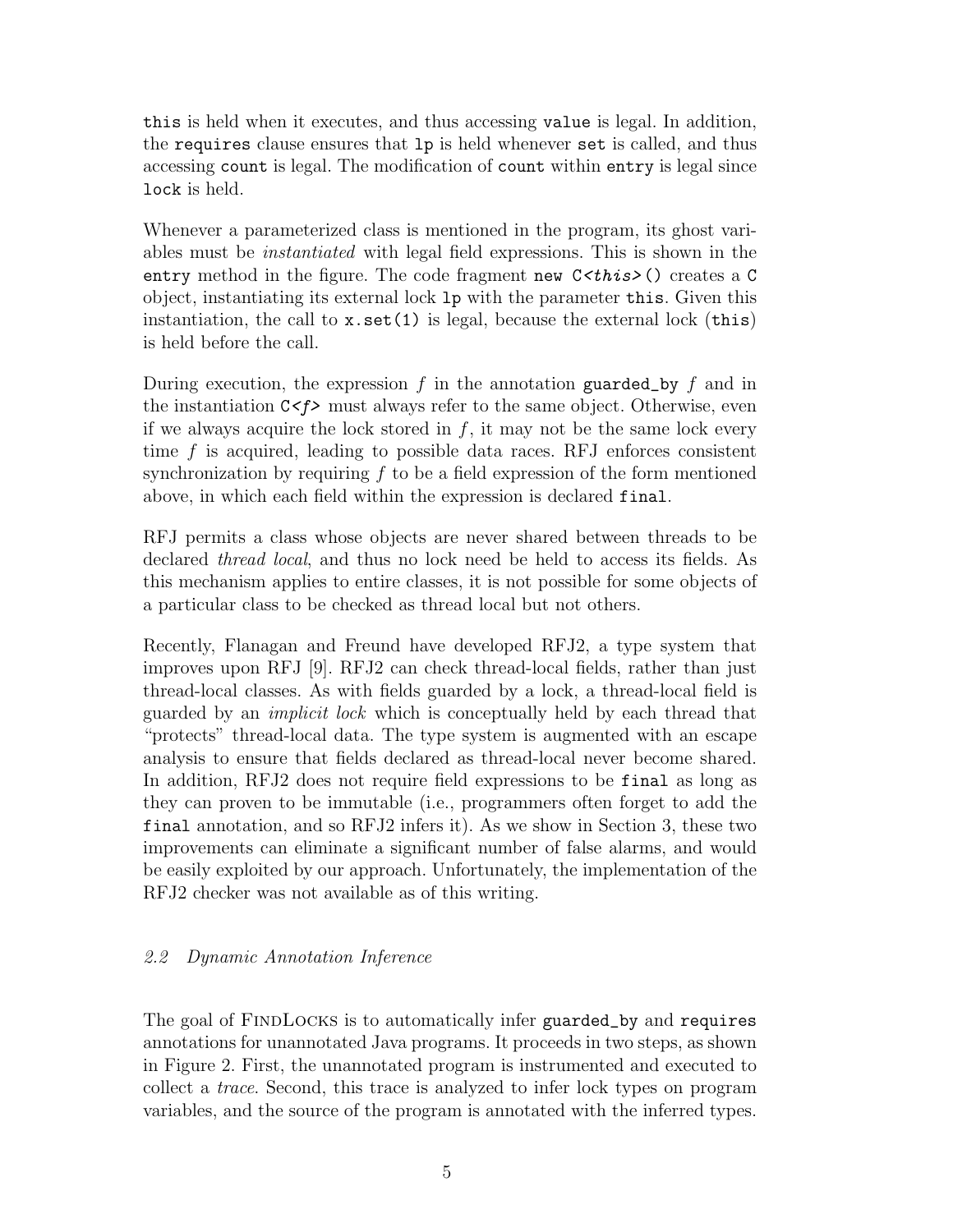this is held when it executes, and thus accessing value is legal. In addition, the requires clause ensures that lp is held whenever set is called, and thus accessing count is legal. The modification of count within entry is legal since lock is held.

Whenever a parameterized class is mentioned in the program, its ghost variables must be *instantiated* with legal field expressions. This is shown in the entry method in the figure. The code fragment `new C<this>()` creates a C object, instantiating its external lock lp with the parameter this. Given this instantiation, the call to `x.set(1)` is legal, because the external lock (this) is held before the call.

During execution, the expression $f$ in the annotation guarded_by $f$ and in the instantiation `C<f>` must always refer to the same object. Otherwise, even if we always acquire the lock stored in $f$, it may not be the same lock every time $f$ is acquired, leading to possible data races. RFJ enforces consistent synchronization by requiring $f$ to be a field expression of the form mentioned above, in which each field within the expression is declared final.

RFJ permits a class whose objects are never shared between threads to be declared *thread local*, and thus no lock need be held to access its fields. As this mechanism applies to entire classes, it is not possible for some objects of a particular class to be checked as thread local but not others.

Recently, Flanagan and Freund have developed RFJ2, a type system that improves upon RFJ [9]. RFJ2 can check thread-local fields, rather than just thread-local classes. As with fields guarded by a lock, a thread-local field is guarded by an *implicit lock* which is conceptually held by each thread that "protects" thread-local data. The type system is augmented with an escape analysis to ensure that fields declared as thread-local never become shared. In addition, RFJ2 does not require field expressions to be final as long as they can proven to be immutable (i.e., programmers often forget to add the final annotation, and so RFJ2 infers it). As we show in Section 3, these two improvements can eliminate a significant number of false alarms, and would be easily exploited by our approach. Unfortunately, the implementation of the RFJ2 checker was not available as of this writing.

### *2.2 Dynamic Annotation Inference*

The goal of FindLocks is to automatically infer guarded_by and requires annotations for unannotated Java programs. It proceeds in two steps, as shown in Figure 2. First, the unannotated program is instrumented and executed to collect a *trace*. Second, this trace is analyzed to infer lock types on program variables, and the source of the program is annotated with the inferred types.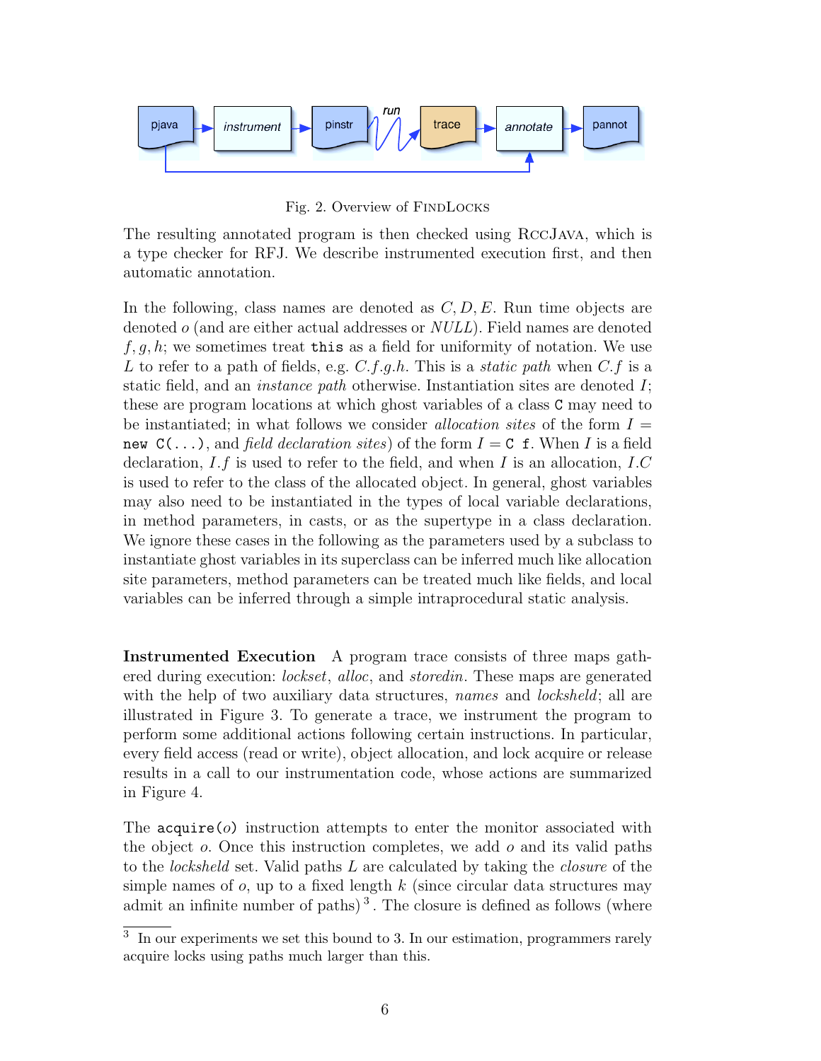Fig. 2. Overview of FindLocks

The resulting annotated program is then checked using RccJava, which is a type checker for RFJ. We describe instrumented execution first, and then automatic annotation.

In the following, class names are denoted as $C, D, E$. Run time objects are denoted $o$ (and are either actual addresses or $NULL$). Field names are denoted $f, g, h$; we sometimes treat `this` as a field for uniformity of notation. We use $L$ to refer to a path of fields, e.g. $C.f.g.h$. This is a *static path* when $C.f$ is a static field, and an *instance path* otherwise. Instantiation sites are denoted $I$; these are program locations at which ghost variables of a class `C` may need to be instantiated; in what follows we consider *allocation sites* of the form $I =$ `new C(...)`, and *field declaration sites*) of the form $I =$ `C f`. When $I$ is a field declaration, $I.f$ is used to refer to the field, and when $I$ is an allocation, $I.C$ is used to refer to the class of the allocated object. In general, ghost variables may also need to be instantiated in the types of local variable declarations, in method parameters, in casts, or as the supertype in a class declaration. We ignore these cases in the following as the parameters used by a subclass to instantiate ghost variables in its superclass can be inferred much like allocation site parameters, method parameters can be treated much like fields, and local variables can be inferred through a simple intraprocedural static analysis.

**Instrumented Execution** A program trace consists of three maps gathered during execution: *lockset*, *alloc*, and *storedin*. These maps are generated with the help of two auxiliary data structures, *names* and *locksheld*; all are illustrated in Figure 3. To generate a trace, we instrument the program to perform some additional actions following certain instructions. In particular, every field access (read or write), object allocation, and lock acquire or release results in a call to our instrumentation code, whose actions are summarized in Figure 4.

The `acquire`($o$) instruction attempts to enter the monitor associated with the object $o$. Once this instruction completes, we add $o$ and its valid paths to the *locksheld* set. Valid paths $L$ are calculated by taking the *closure* of the simple names of $o$, up to a fixed length $k$ (since circular data structures may admit an infinite number of paths)[3]. The closure is defined as follows (where

[3] In our experiments we set this bound to 3. In our estimation, programmers rarely acquire locks using paths much larger than this.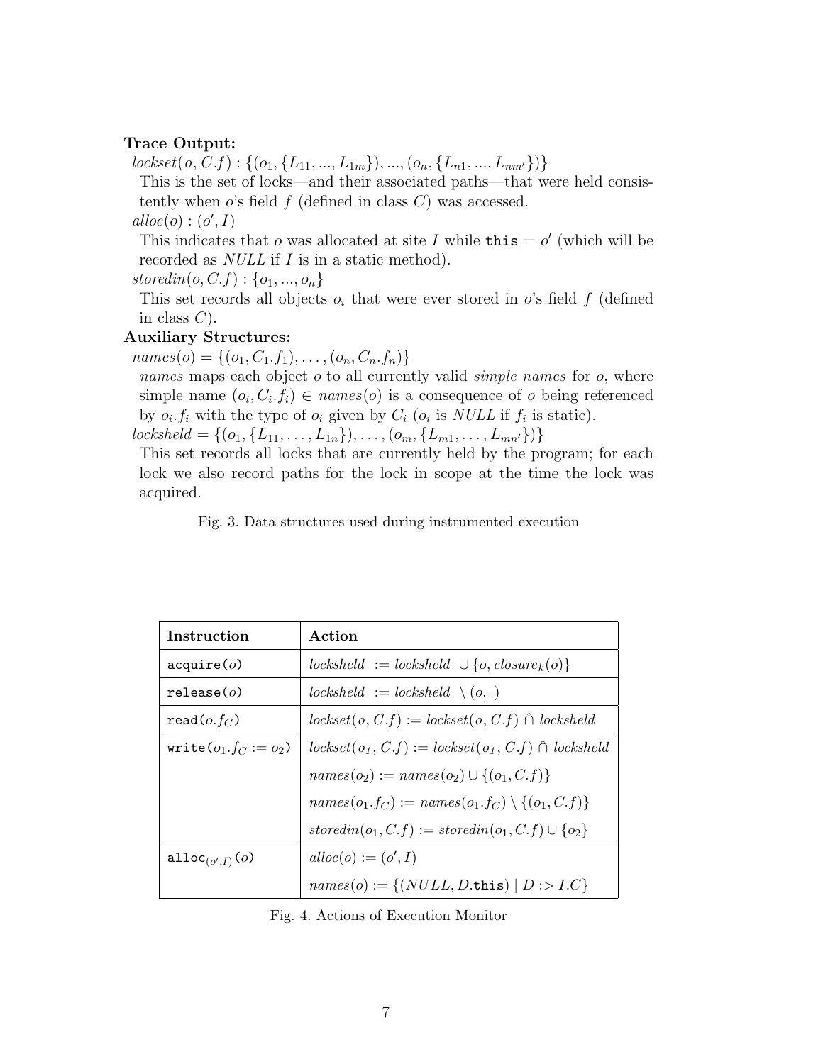**Trace Output:**

$lockset(o, C.f) : \{(o_1, \{L_{11}, ..., L_{1m}\}), ..., (o_n, \{L_{n1}, ..., L_{nm'}\})\}$

This is the set of locks—and their associated paths—that were held consistently when $o$'s field $f$ (defined in class $C$) was accessed.

$alloc(o) : (o', I)$

This indicates that $o$ was allocated at site $I$ while `this` $= o'$ (which will be recorded as $NULL$ if $I$ is in a static method).

$storedin(o, C.f) : \{o_1, ..., o_n\}$

This set records all objects $o_i$ that were ever stored in $o$'s field $f$ (defined in class $C$).

**Auxiliary Structures:**

$names(o) = \{(o_1, C_1.f_1), \ldots, (o_n, C_n.f_n)\}$

*names* maps each object $o$ to all currently valid *simple names* for $o$, where simple name $(o_i, C_i.f_i) \in names(o)$ is a consequence of $o$ being referenced by $o_i.f_i$ with the type of $o_i$ given by $C_i$ ($o_i$ is $NULL$ if $f_i$ is static).

$locksheld = \{(o_1, \{L_{11}, \ldots, L_{1n}\}), \ldots, (o_m, \{L_{m1}, \ldots, L_{mn'}\})\}$

This set records all locks that are currently held by the program; for each lock we also record paths for the lock in scope at the time the lock was acquired.

Fig. 3. Data structures used during instrumented execution

| Instruction | Action |
|---|---|
| `acquire`$(o)$ | $locksheld := locksheld \cup \{o, closure_k(o)\}$ |
| `release`$(o)$ | $locksheld := locksheld \setminus (o, \_)$ |
| `read`$(o.f_C)$ | $lockset(o, C.f) := lockset(o, C.f) \hat{\cap} locksheld$ |
| `write`$(o_1.f_C := o_2)$ | $lockset(o_1, C.f) := lockset(o_1, C.f) \hat{\cap} locksheld$ |
| | $names(o_2) := names(o_2) \cup \{(o_1, C.f)\}$ |
| | $names(o_1.f_C) := names(o_1.f_C) \setminus \{(o_1, C.f)\}$ |
| | $storedin(o_1, C.f) := storedin(o_1, C.f) \cup \{o_2\}$ |
| `alloc`$_{(o',I)}(o)$ | $alloc(o) := (o', I)$ |
| | $names(o) := \{(NULL, D.\texttt{this}) \mid D :> I.C\}$ |

Fig. 4. Actions of Execution Monitor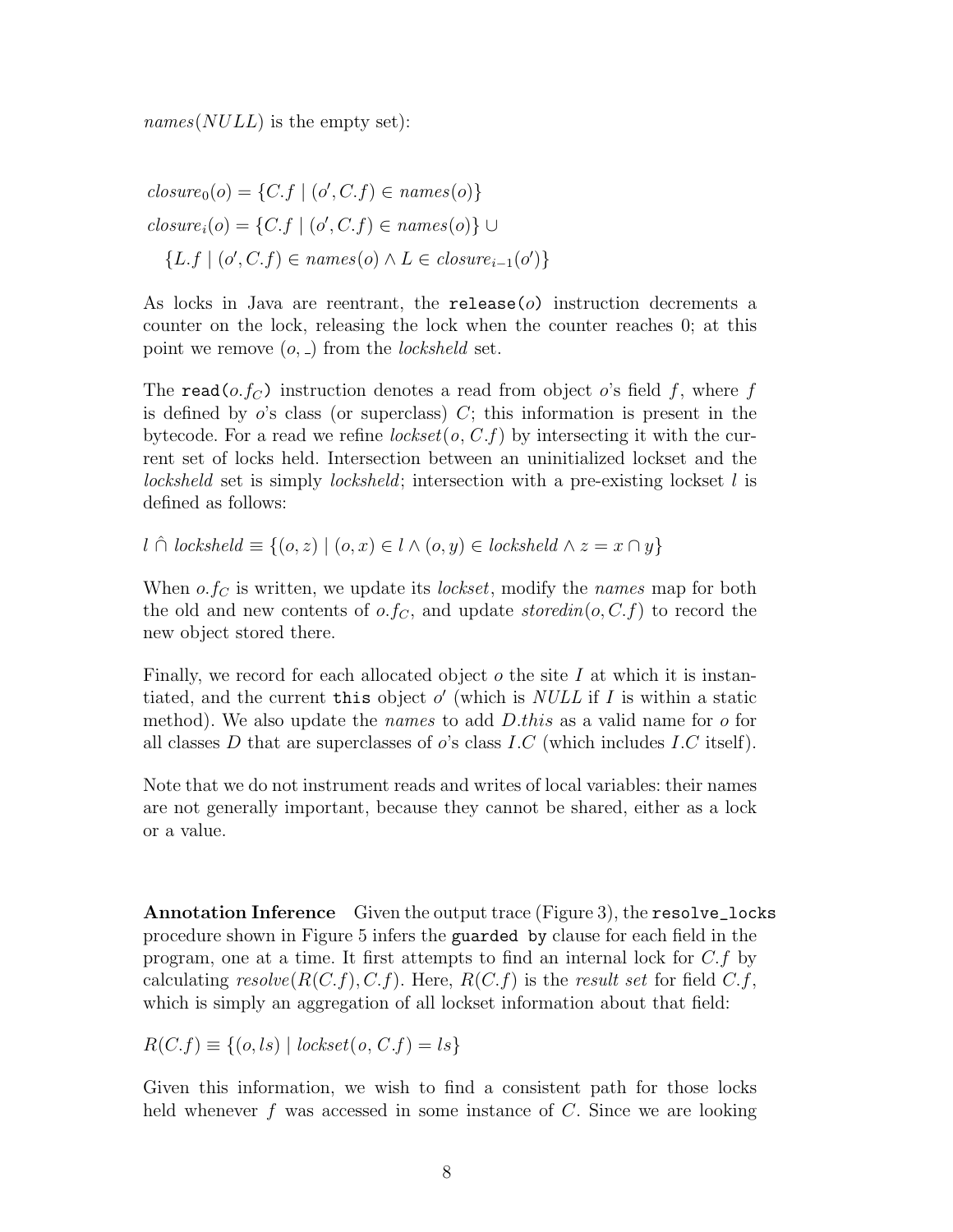*names*(*NULL*) is the empty set):

$$closure_0(o) = \{C.f \mid (o', C.f) \in names(o)\}$$

$$closure_i(o) = \{C.f \mid (o', C.f) \in names(o)\} \cup$$

$$\{L.f \mid (o', C.f) \in names(o) \land L \in closure_{i-1}(o')\}$$

As locks in Java are reentrant, the `release(o)` instruction decrements a counter on the lock, releasing the lock when the counter reaches 0; at this point we remove $(o, \_)$ from the *locksheld* set.

The `read(o.f_C)` instruction denotes a read from object $o$'s field $f$, where $f$ is defined by $o$'s class (or superclass) $C$; this information is present in the bytecode. For a read we refine $lockset(o, C.f)$ by intersecting it with the current set of locks held. Intersection between an uninitialized lockset and the *locksheld* set is simply *locksheld*; intersection with a pre-existing lockset $l$ is defined as follows:

$$l \mathbin{\hat{\cap}} locksheld \equiv \{(o, z) \mid (o, x) \in l \land (o, y) \in locksheld \land z = x \cap y\}$$

When $o.f_C$ is written, we update its *lockset*, modify the *names* map for both the old and new contents of $o.f_C$, and update $storedin(o, C.f)$ to record the new object stored there.

Finally, we record for each allocated object $o$ the site $I$ at which it is instantiated, and the current `this` object $o'$ (which is *NULL* if $I$ is within a static method). We also update the *names* to add $D.this$ as a valid name for $o$ for all classes $D$ that are superclasses of $o$'s class $I.C$ (which includes $I.C$ itself).

Note that we do not instrument reads and writes of local variables: their names are not generally important, because they cannot be shared, either as a lock or a value.

**Annotation Inference** Given the output trace (Figure 3), the `resolve_locks` procedure shown in Figure 5 infers the `guarded by` clause for each field in the program, one at a time. It first attempts to find an internal lock for $C.f$ by calculating $resolve(R(C.f), C.f)$. Here, $R(C.f)$ is the *result set* for field $C.f$, which is simply an aggregation of all lockset information about that field:

$$R(C.f) \equiv \{(o, ls) \mid lockset(o, C.f) = ls\}$$

Given this information, we wish to find a consistent path for those locks held whenever $f$ was accessed in some instance of $C$. Since we are looking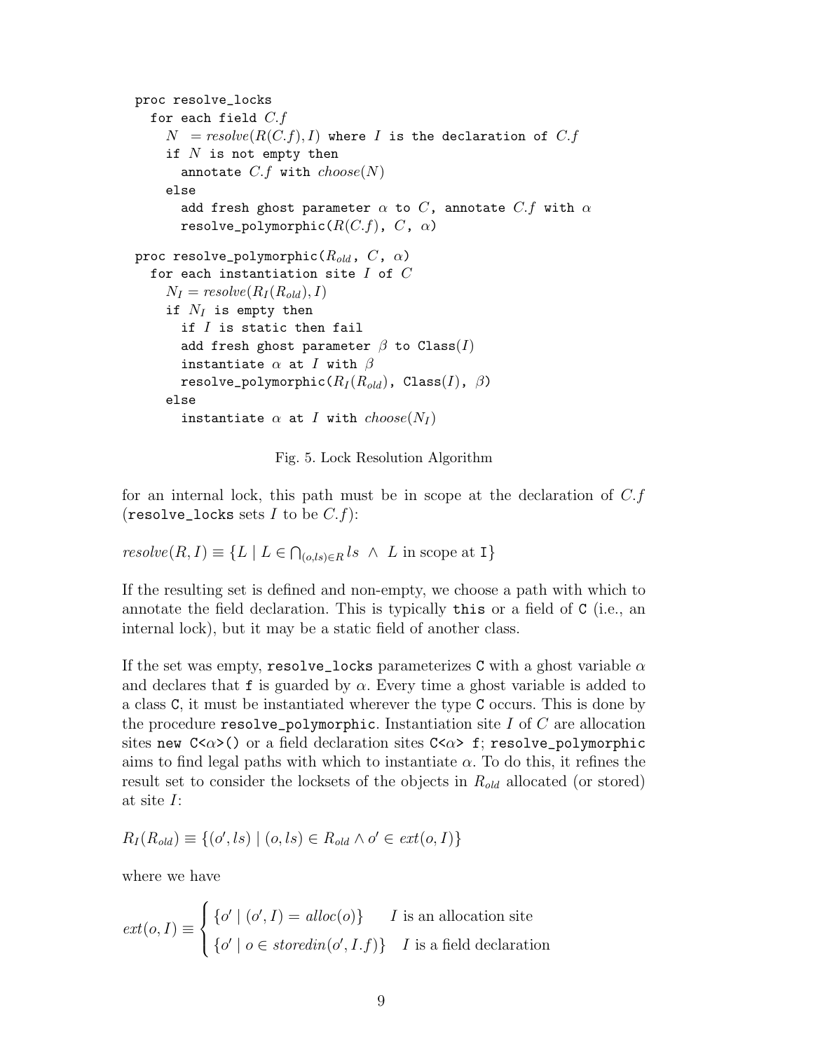```
proc resolve_locks
  for each field C.f
    N  = resolve(R(C.f), I) where I is the declaration of C.f
    if N is not empty then
      annotate C.f with choose(N)
    else
      add fresh ghost parameter α to C, annotate C.f with α
      resolve_polymorphic(R(C.f), C, α)

proc resolve_polymorphic(R_old, C, α)
  for each instantiation site I of C
    N_I = resolve(R_I(R_old), I)
    if N_I is empty then
      if I is static then fail
      add fresh ghost parameter β to Class(I)
      instantiate α at I with β
      resolve_polymorphic(R_I(R_old), Class(I), β)
    else
      instantiate α at I with choose(N_I)
```

Fig. 5. Lock Resolution Algorithm

for an internal lock, this path must be in scope at the declaration of $C.f$ (`resolve_locks` sets $I$ to be $C.f$):

$$resolve(R, I) \equiv \{L \mid L \in \bigcap_{(o,ls) \in R} ls \ \wedge \ L \text{ in scope at } \mathtt{I}\}$$

If the resulting set is defined and non-empty, we choose a path with which to annotate the field declaration. This is typically `this` or a field of `C` (i.e., an internal lock), but it may be a static field of another class.

If the set was empty, `resolve_locks` parameterizes `C` with a ghost variable $\alpha$ and declares that `f` is guarded by $\alpha$. Every time a ghost variable is added to a class `C`, it must be instantiated wherever the type `C` occurs. This is done by the procedure `resolve_polymorphic`. Instantiation site $I$ of $C$ are allocation sites `new C<`$\alpha$`>()` or a field declaration sites `C<`$\alpha$`> f`; `resolve_polymorphic` aims to find legal paths with which to instantiate $\alpha$. To do this, it refines the result set to consider the locksets of the objects in $R_{old}$ allocated (or stored) at site $I$:

$$R_I(R_{old}) \equiv \{(o', ls) \mid (o, ls) \in R_{old} \wedge o' \in ext(o, I)\}$$

where we have

$$ext(o, I) \equiv \begin{cases} \{o' \mid (o', I) = alloc(o)\} & I \text{ is an allocation site} \\ \{o' \mid o \in storedin(o', I.f)\} & I \text{ is a field declaration} \end{cases}$$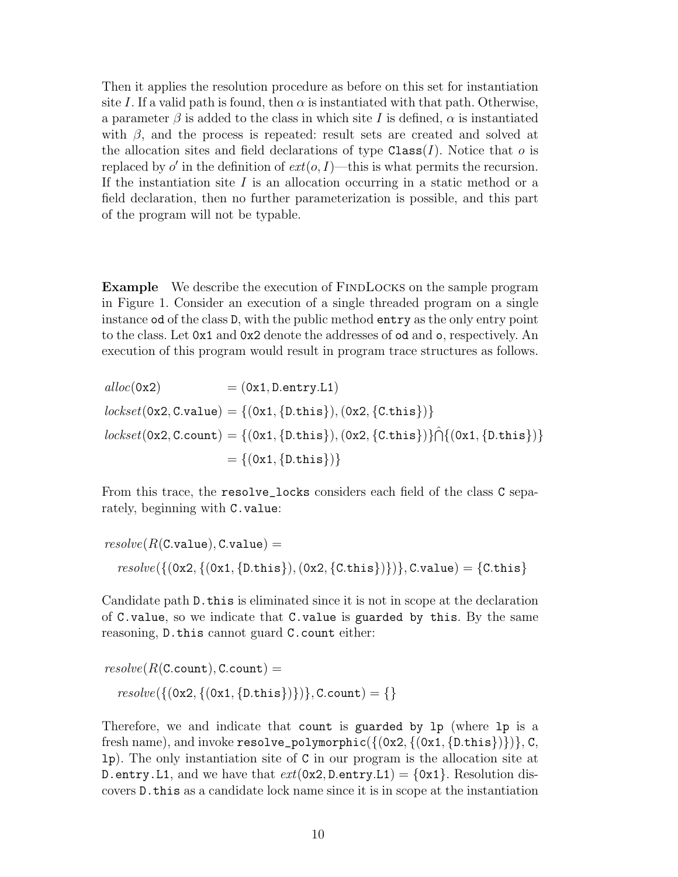Then it applies the resolution procedure as before on this set for instantiation site $I$. If a valid path is found, then $\alpha$ is instantiated with that path. Otherwise, a parameter $\beta$ is added to the class in which site $I$ is defined, $\alpha$ is instantiated with $\beta$, and the process is repeated: result sets are created and solved at the allocation sites and field declarations of type `Class`$(I)$. Notice that $o$ is replaced by $o'$ in the definition of $ext(o, I)$—this is what permits the recursion. If the instantiation site $I$ is an allocation occurring in a static method or a field declaration, then no further parameterization is possible, and this part of the program will not be typable.

**Example** We describe the execution of FindLocks on the sample program in Figure 1. Consider an execution of a single threaded program on a single instance `od` of the class `D`, with the public method `entry` as the only entry point to the class. Let `0x1` and `0x2` denote the addresses of `od` and `o`, respectively. An execution of this program would result in program trace structures as follows.

$$
\begin{aligned}
alloc(\texttt{0x2}) &= (\texttt{0x1}, \texttt{D.entry.L1}) \\
lockset(\texttt{0x2}, \texttt{C.value}) &= \{(\texttt{0x1}, \{\texttt{D.this}\}), (\texttt{0x2}, \{\texttt{C.this}\})\} \\
lockset(\texttt{0x2}, \texttt{C.count}) &= \{(\texttt{0x1}, \{\texttt{D.this}\}), (\texttt{0x2}, \{\texttt{C.this}\})\} \hat{\bigcap} \{(\texttt{0x1}, \{\texttt{D.this}\})\} \\
&= \{(\texttt{0x1}, \{\texttt{D.this}\})\}
\end{aligned}
$$

From this trace, the `resolve_locks` considers each field of the class `C` separately, beginning with `C.value`:

$$
\begin{aligned}
&resolve(R(\texttt{C.value}), \texttt{C.value}) = \\
&\quad resolve(\{(\texttt{0x2}, \{(\texttt{0x1}, \{\texttt{D.this}\}), (\texttt{0x2}, \{\texttt{C.this}\})\})\}, \texttt{C.value}) = \{\texttt{C.this}\}
\end{aligned}
$$

Candidate path `D.this` is eliminated since it is not in scope at the declaration of `C.value`, so we indicate that `C.value` is `guarded by this`. By the same reasoning, `D.this` cannot guard `C.count` either:

$$
\begin{aligned}
&resolve(R(\texttt{C.count}), \texttt{C.count}) = \\
&\quad resolve(\{(\texttt{0x2}, \{(\texttt{0x1}, \{\texttt{D.this}\})\})\}, \texttt{C.count}) = \{\}
\end{aligned}
$$

Therefore, we and indicate that `count` is `guarded by lp` (where `lp` is a fresh name), and invoke `resolve_polymorphic`$(\{(\texttt{0x2}, \{(\texttt{0x1}, \{\texttt{D.this}\})\})\}$, `C`, `lp`). The only instantiation site of `C` in our program is the allocation site at `D.entry.L1`, and we have that $ext(\texttt{0x2}, \texttt{D.entry.L1}) = \{\texttt{0x1}\}$. Resolution discovers `D.this` as a candidate lock name since it is in scope at the instantiation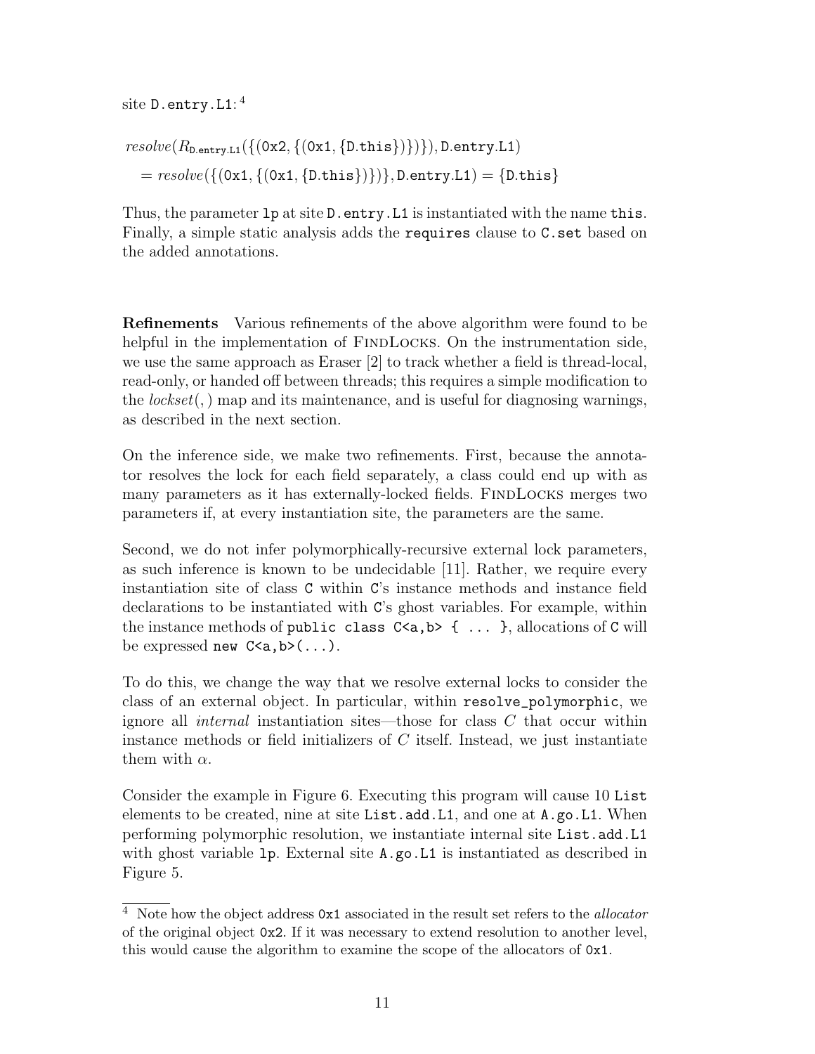site D.entry.L1:[4]

$$resolve(R_{\texttt{D.entry.L1}}(\{(\texttt{0x2}, \{(\texttt{0x1}, \{\texttt{D.this}\})\})\}), \texttt{D.entry.L1})$$
$$= resolve(\{(\texttt{0x1}, \{(\texttt{0x1}, \{\texttt{D.this}\})\})\}, \texttt{D.entry.L1}) = \{\texttt{D.this}\}$$

Thus, the parameter `lp` at site `D.entry.L1` is instantiated with the name `this`. Finally, a simple static analysis adds the `requires` clause to `C.set` based on the added annotations.

**Refinements** Various refinements of the above algorithm were found to be helpful in the implementation of FindLocks. On the instrumentation side, we use the same approach as Eraser [2] to track whether a field is thread-local, read-only, or handed off between threads; this requires a simple modification to the *lockset*(, ) map and its maintenance, and is useful for diagnosing warnings, as described in the next section.

On the inference side, we make two refinements. First, because the annotator resolves the lock for each field separately, a class could end up with as many parameters as it has externally-locked fields. FindLocks merges two parameters if, at every instantiation site, the parameters are the same.

Second, we do not infer polymorphically-recursive external lock parameters, as such inference is known to be undecidable [11]. Rather, we require every instantiation site of class `C` within `C`'s instance methods and instance field declarations to be instantiated with `C`'s ghost variables. For example, within the instance methods of `public class C<a,b> { ... }`, allocations of `C` will be expressed `new C<a,b>(...)`.

To do this, we change the way that we resolve external locks to consider the class of an external object. In particular, within `resolve_polymorphic`, we ignore all *internal* instantiation sites—those for class $C$ that occur within instance methods or field initializers of $C$ itself. Instead, we just instantiate them with $\alpha$.

Consider the example in Figure 6. Executing this program will cause 10 `List` elements to be created, nine at site `List.add.L1`, and one at `A.go.L1`. When performing polymorphic resolution, we instantiate internal site `List.add.L1` with ghost variable `lp`. External site `A.go.L1` is instantiated as described in Figure 5.

---

[4] Note how the object address `0x1` associated in the result set refers to the *allocator* of the original object `0x2`. If it was necessary to extend resolution to another level, this would cause the algorithm to examine the scope of the allocators of `0x1`.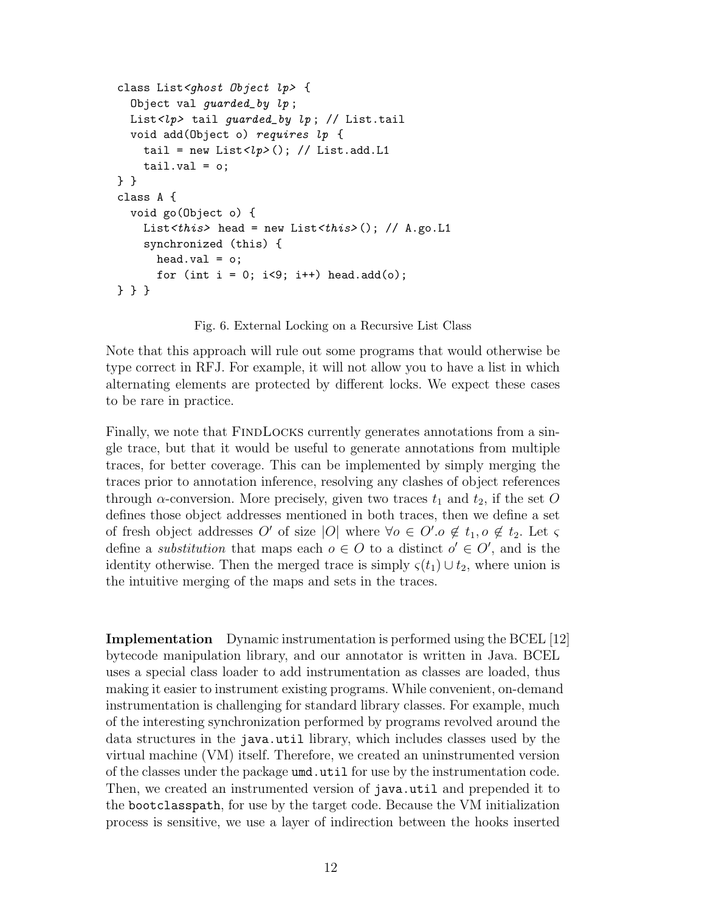```
class List<ghost Object lp> {
  Object val guarded_by lp;
  List<lp> tail guarded_by lp; // List.tail
  void add(Object o) requires lp {
    tail = new List<lp>(); // List.add.L1
    tail.val = o;
} }
class A {
  void go(Object o) {
    List<this> head = new List<this>(); // A.go.L1
    synchronized (this) {
      head.val = o;
      for (int i = 0; i<9; i++) head.add(o);
} } }
```

Fig. 6. External Locking on a Recursive List Class

Note that this approach will rule out some programs that would otherwise be type correct in RFJ. For example, it will not allow you to have a list in which alternating elements are protected by different locks. We expect these cases to be rare in practice.

Finally, we note that FindLocks currently generates annotations from a single trace, but that it would be useful to generate annotations from multiple traces, for better coverage. This can be implemented by simply merging the traces prior to annotation inference, resolving any clashes of object references through $\alpha$-conversion. More precisely, given two traces $t_1$ and $t_2$, if the set $O$ defines those object addresses mentioned in both traces, then we define a set of fresh object addresses $O'$ of size $|O|$ where $\forall o \in O'. o \notin t_1, o \notin t_2$. Let $\varsigma$ define a *substitution* that maps each $o \in O$ to a distinct $o' \in O'$, and is the identity otherwise. Then the merged trace is simply $\varsigma(t_1) \cup t_2$, where union is the intuitive merging of the maps and sets in the traces.

**Implementation** Dynamic instrumentation is performed using the BCEL [12] bytecode manipulation library, and our annotator is written in Java. BCEL uses a special class loader to add instrumentation as classes are loaded, thus making it easier to instrument existing programs. While convenient, on-demand instrumentation is challenging for standard library classes. For example, much of the interesting synchronization performed by programs revolved around the data structures in the `java.util` library, which includes classes used by the virtual machine (VM) itself. Therefore, we created an uninstrumented version of the classes under the package `umd.util` for use by the instrumentation code. Then, we created an instrumented version of `java.util` and prepended it to the `bootclasspath`, for use by the target code. Because the VM initialization process is sensitive, we use a layer of indirection between the hooks inserted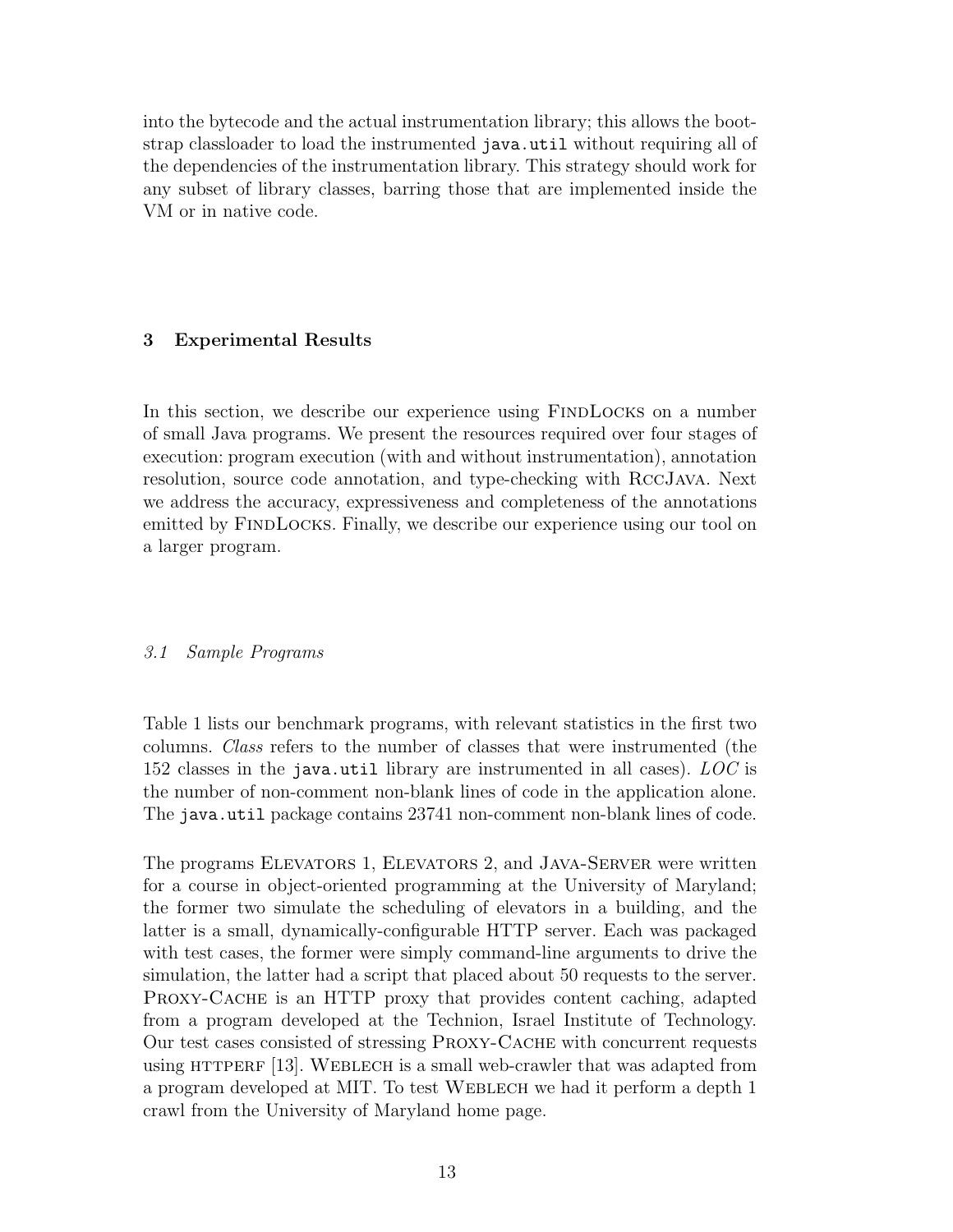into the bytecode and the actual instrumentation library; this allows the bootstrap classloader to load the instrumented `java.util` without requiring all of the dependencies of the instrumentation library. This strategy should work for any subset of library classes, barring those that are implemented inside the VM or in native code.

## 3 Experimental Results

In this section, we describe our experience using FindLocks on a number of small Java programs. We present the resources required over four stages of execution: program execution (with and without instrumentation), annotation resolution, source code annotation, and type-checking with RccJava. Next we address the accuracy, expressiveness and completeness of the annotations emitted by FindLocks. Finally, we describe our experience using our tool on a larger program.

### *3.1 Sample Programs*

Table 1 lists our benchmark programs, with relevant statistics in the first two columns. *Class* refers to the number of classes that were instrumented (the 152 classes in the `java.util` library are instrumented in all cases). *LOC* is the number of non-comment non-blank lines of code in the application alone. The `java.util` package contains 23741 non-comment non-blank lines of code.

The programs Elevators 1, Elevators 2, and Java-Server were written for a course in object-oriented programming at the University of Maryland; the former two simulate the scheduling of elevators in a building, and the latter is a small, dynamically-configurable HTTP server. Each was packaged with test cases, the former were simply command-line arguments to drive the simulation, the latter had a script that placed about 50 requests to the server. Proxy-Cache is an HTTP proxy that provides content caching, adapted from a program developed at the Technion, Israel Institute of Technology. Our test cases consisted of stressing Proxy-Cache with concurrent requests using httperf [13]. Weblech is a small web-crawler that was adapted from a program developed at MIT. To test Weblech we had it perform a depth 1 crawl from the University of Maryland home page.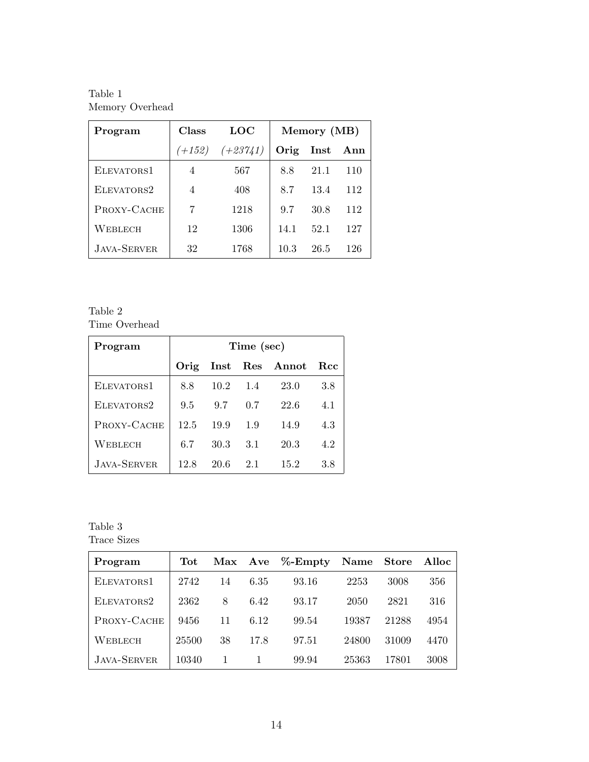Table 1
Memory Overhead

| **Program** | **Class** | **LOC** | **Memory (MB)** | | |
|---|---|---|---|---|---|
| | *(+152)* | *(+23741)* | **Orig** | **Inst** | **Ann** |
| ELEVATORS1 | 4 | 567 | 8.8 | 21.1 | 110 |
| ELEVATORS2 | 4 | 408 | 8.7 | 13.4 | 112 |
| PROXY-CACHE | 7 | 1218 | 9.7 | 30.8 | 112 |
| WEBLECH | 12 | 1306 | 14.1 | 52.1 | 127 |
| JAVA-SERVER | 32 | 1768 | 10.3 | 26.5 | 126 |

Table 2
Time Overhead

| **Program** | **Time (sec)** | | | | |
|---|---|---|---|---|---|
| | **Orig** | **Inst** | **Res** | **Annot** | **Rcc** |
| ELEVATORS1 | 8.8 | 10.2 | 1.4 | 23.0 | 3.8 |
| ELEVATORS2 | 9.5 | 9.7 | 0.7 | 22.6 | 4.1 |
| PROXY-CACHE | 12.5 | 19.9 | 1.9 | 14.9 | 4.3 |
| WEBLECH | 6.7 | 30.3 | 3.1 | 20.3 | 4.2 |
| JAVA-SERVER | 12.8 | 20.6 | 2.1 | 15.2 | 3.8 |

Table 3
Trace Sizes

| **Program** | **Tot** | **Max** | **Ave** | **%-Empty** | **Name** | **Store** | **Alloc** |
|---|---|---|---|---|---|---|---|
| ELEVATORS1 | 2742 | 14 | 6.35 | 93.16 | 2253 | 3008 | 356 |
| ELEVATORS2 | 2362 | 8 | 6.42 | 93.17 | 2050 | 2821 | 316 |
| PROXY-CACHE | 9456 | 11 | 6.12 | 99.54 | 19387 | 21288 | 4954 |
| WEBLECH | 25500 | 38 | 17.8 | 97.51 | 24800 | 31009 | 4470 |
| JAVA-SERVER | 10340 | 1 | 1 | 99.94 | 25363 | 17801 | 3008 |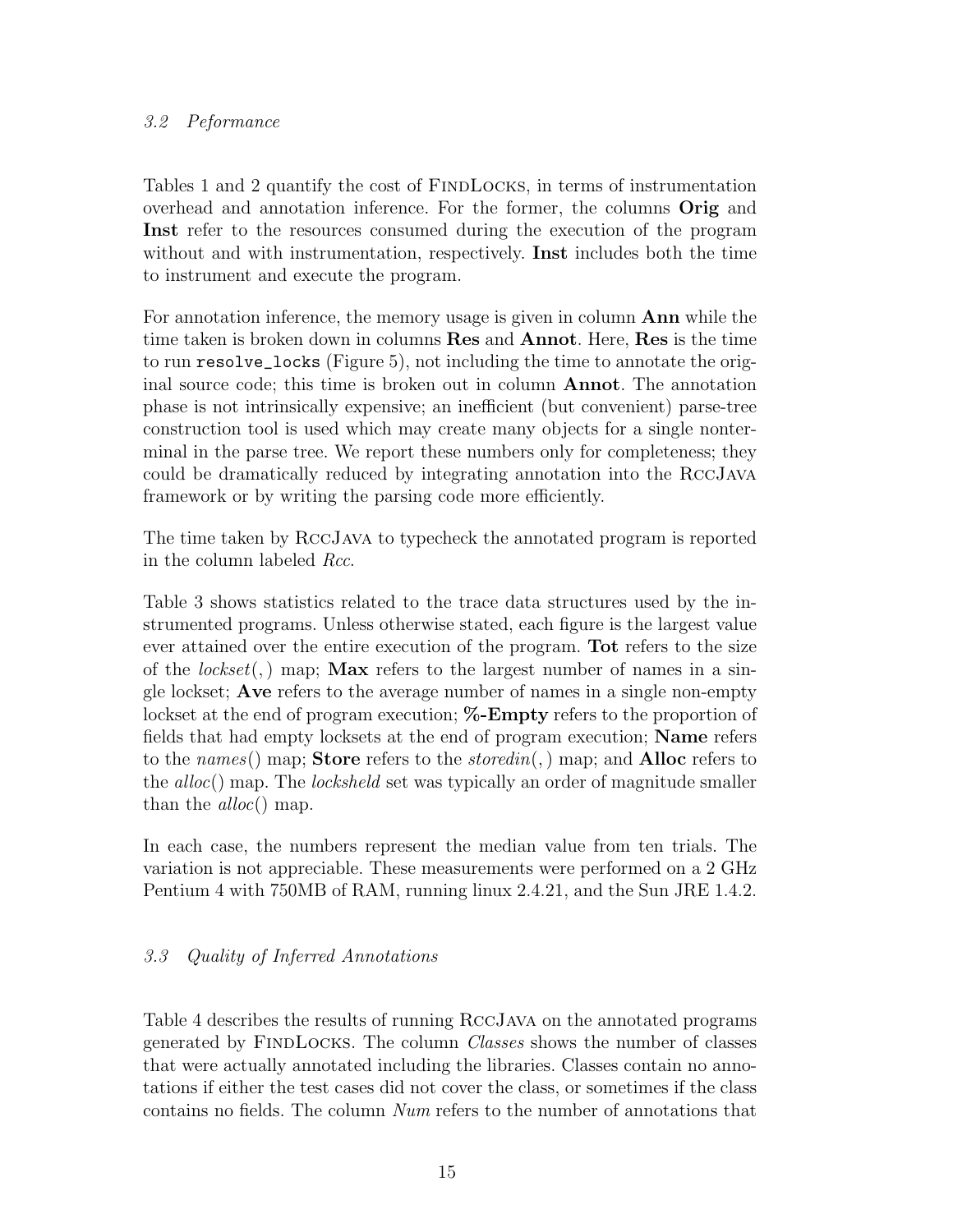### 3.2 Peformance

Tables 1 and 2 quantify the cost of FindLocks, in terms of instrumentation overhead and annotation inference. For the former, the columns **Orig** and **Inst** refer to the resources consumed during the execution of the program without and with instrumentation, respectively. **Inst** includes both the time to instrument and execute the program.

For annotation inference, the memory usage is given in column **Ann** while the time taken is broken down in columns **Res** and **Annot**. Here, **Res** is the time to run `resolve_locks` (Figure 5), not including the time to annotate the original source code; this time is broken out in column **Annot**. The annotation phase is not intrinsically expensive; an inefficient (but convenient) parse-tree construction tool is used which may create many objects for a single nonterminal in the parse tree. We report these numbers only for completeness; they could be dramatically reduced by integrating annotation into the RccJava framework or by writing the parsing code more efficiently.

The time taken by RccJava to typecheck the annotated program is reported in the column labeled *Rcc*.

Table 3 shows statistics related to the trace data structures used by the instrumented programs. Unless otherwise stated, each figure is the largest value ever attained over the entire execution of the program. **Tot** refers to the size of the $lockset(,)$ map; **Max** refers to the largest number of names in a single lockset; **Ave** refers to the average number of names in a single non-empty lockset at the end of program execution; **%-Empty** refers to the proportion of fields that had empty locksets at the end of program execution; **Name** refers to the $names()$ map; **Store** refers to the $storedin(,)$ map; and **Alloc** refers to the $alloc()$ map. The *locksheld* set was typically an order of magnitude smaller than the $alloc()$ map.

In each case, the numbers represent the median value from ten trials. The variation is not appreciable. These measurements were performed on a 2 GHz Pentium 4 with 750MB of RAM, running linux 2.4.21, and the Sun JRE 1.4.2.

### 3.3 Quality of Inferred Annotations

Table 4 describes the results of running RccJava on the annotated programs generated by FindLocks. The column *Classes* shows the number of classes that were actually annotated including the libraries. Classes contain no annotations if either the test cases did not cover the class, or sometimes if the class contains no fields. The column *Num* refers to the number of annotations that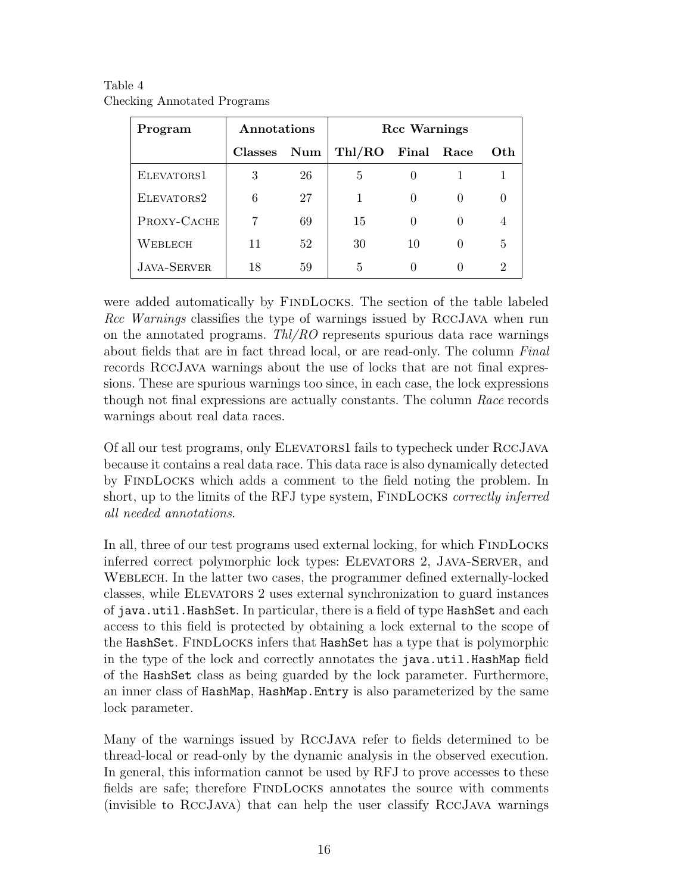Table 4
Checking Annotated Programs

| Program | Annotations | | Rcc Warnings | | | |
|---|---|---|---|---|---|---|
| | Classes | Num | Thl/RO | Final | Race | Oth |
| ELEVATORS1 | 3 | 26 | 5 | 0 | 1 | 1 |
| ELEVATORS2 | 6 | 27 | 1 | 0 | 0 | 0 |
| PROXY-CACHE | 7 | 69 | 15 | 0 | 0 | 4 |
| WEBLECH | 11 | 52 | 30 | 10 | 0 | 5 |
| JAVA-SERVER | 18 | 59 | 5 | 0 | 0 | 2 |

were added automatically by FINDLOCKS. The section of the table labeled *Rcc Warnings* classifies the type of warnings issued by RCCJAVA when run on the annotated programs. *Thl/RO* represents spurious data race warnings about fields that are in fact thread local, or are read-only. The column *Final* records RCCJAVA warnings about the use of locks that are not final expressions. These are spurious warnings too since, in each case, the lock expressions though not final expressions are actually constants. The column *Race* records warnings about real data races.

Of all our test programs, only ELEVATORS1 fails to typecheck under RCCJAVA because it contains a real data race. This data race is also dynamically detected by FINDLOCKS which adds a comment to the field noting the problem. In short, up to the limits of the RFJ type system, FINDLOCKS *correctly inferred all needed annotations*.

In all, three of our test programs used external locking, for which FINDLOCKS inferred correct polymorphic lock types: ELEVATORS 2, JAVA-SERVER, and WEBLECH. In the latter two cases, the programmer defined externally-locked classes, while ELEVATORS 2 uses external synchronization to guard instances of `java.util.HashSet`. In particular, there is a field of type `HashSet` and each access to this field is protected by obtaining a lock external to the scope of the `HashSet`. FINDLOCKS infers that `HashSet` has a type that is polymorphic in the type of the lock and correctly annotates the `java.util.HashMap` field of the `HashSet` class as being guarded by the lock parameter. Furthermore, an inner class of `HashMap`, `HashMap.Entry` is also parameterized by the same lock parameter.

Many of the warnings issued by RCCJAVA refer to fields determined to be thread-local or read-only by the dynamic analysis in the observed execution. In general, this information cannot be used by RFJ to prove accesses to these fields are safe; therefore FINDLOCKS annotates the source with comments (invisible to RCCJAVA) that can help the user classify RCCJAVA warnings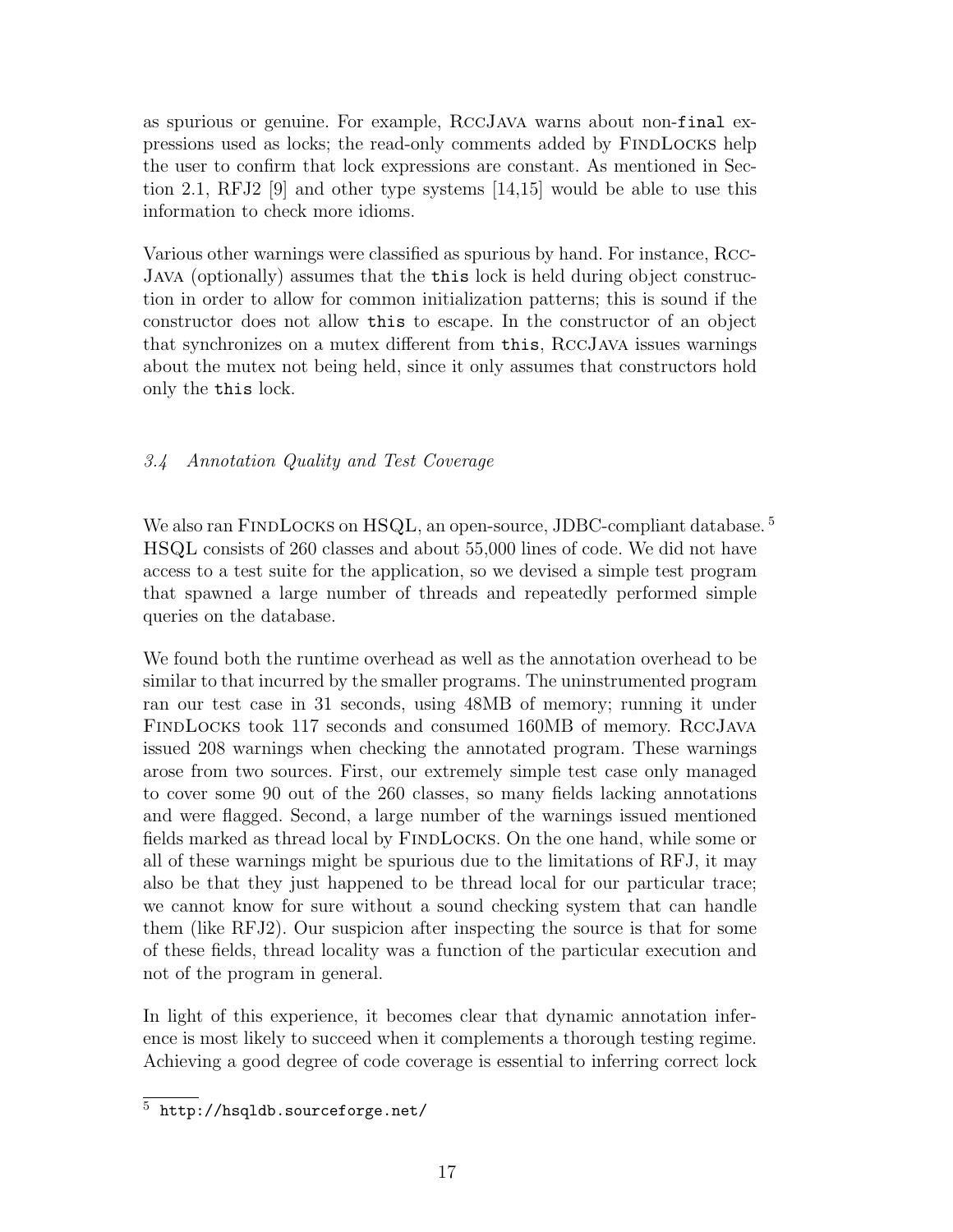as spurious or genuine. For example, RccJava warns about non-`final` expressions used as locks; the read-only comments added by FindLocks help the user to confirm that lock expressions are constant. As mentioned in Section 2.1, RFJ2 [9] and other type systems [14,15] would be able to use this information to check more idioms.

Various other warnings were classified as spurious by hand. For instance, RccJava (optionally) assumes that the `this` lock is held during object construction in order to allow for common initialization patterns; this is sound if the constructor does not allow `this` to escape. In the constructor of an object that synchronizes on a mutex different from `this`, RccJava issues warnings about the mutex not being held, since it only assumes that constructors hold only the `this` lock.

### *3.4 Annotation Quality and Test Coverage*

We also ran FindLocks on HSQL, an open-source, JDBC-compliant database. [5] HSQL consists of 260 classes and about 55,000 lines of code. We did not have access to a test suite for the application, so we devised a simple test program that spawned a large number of threads and repeatedly performed simple queries on the database.

We found both the runtime overhead as well as the annotation overhead to be similar to that incurred by the smaller programs. The uninstrumented program ran our test case in 31 seconds, using 48MB of memory; running it under FindLocks took 117 seconds and consumed 160MB of memory. RccJava issued 208 warnings when checking the annotated program. These warnings arose from two sources. First, our extremely simple test case only managed to cover some 90 out of the 260 classes, so many fields lacking annotations and were flagged. Second, a large number of the warnings issued mentioned fields marked as thread local by FindLocks. On the one hand, while some or all of these warnings might be spurious due to the limitations of RFJ, it may also be that they just happened to be thread local for our particular trace; we cannot know for sure without a sound checking system that can handle them (like RFJ2). Our suspicion after inspecting the source is that for some of these fields, thread locality was a function of the particular execution and not of the program in general.

In light of this experience, it becomes clear that dynamic annotation inference is most likely to succeed when it complements a thorough testing regime. Achieving a good degree of code coverage is essential to inferring correct lock

[5] `http://hsqldb.sourceforge.net/`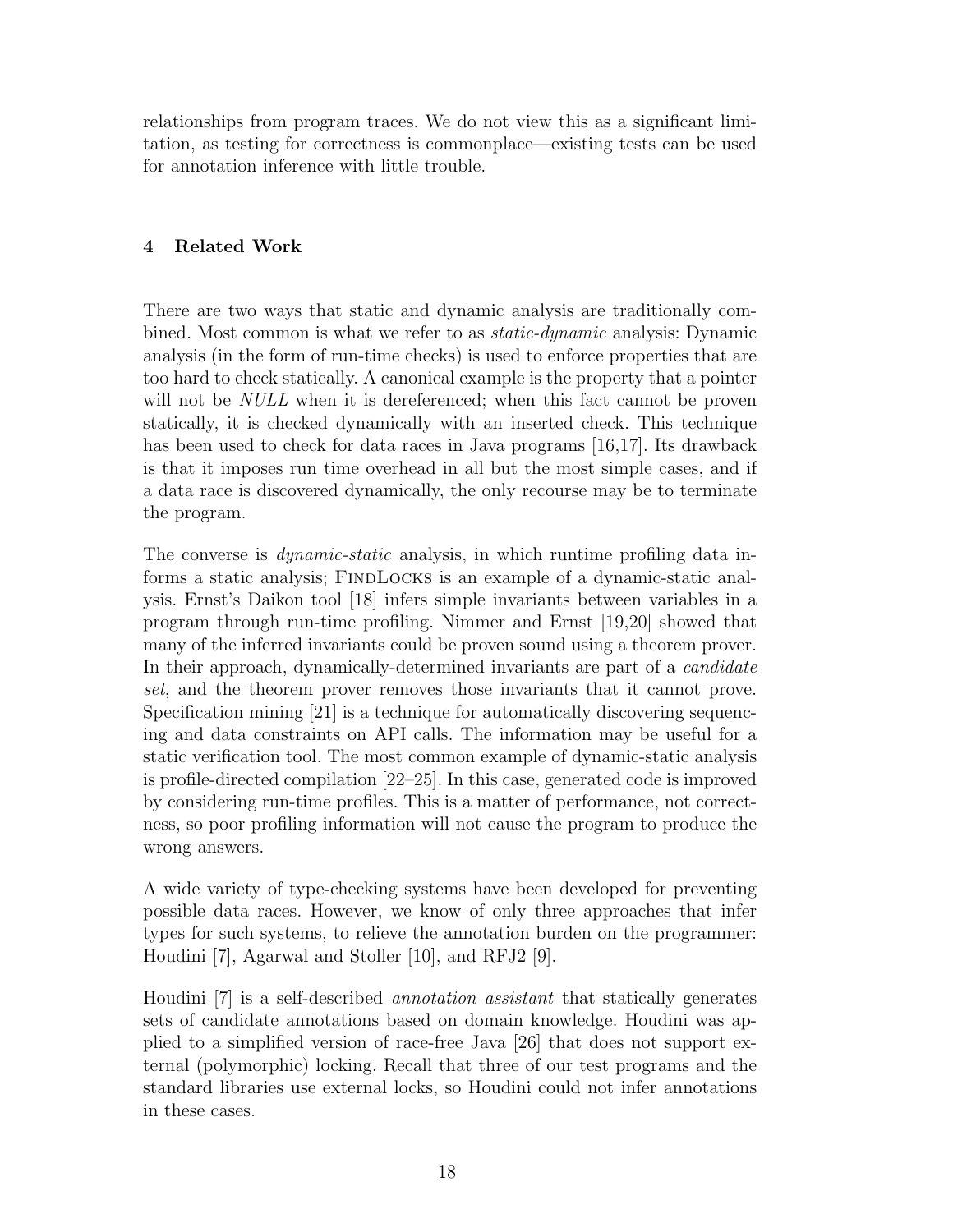relationships from program traces. We do not view this as a significant limitation, as testing for correctness is commonplace—existing tests can be used for annotation inference with little trouble.

## 4 Related Work

There are two ways that static and dynamic analysis are traditionally combined. Most common is what we refer to as *static-dynamic* analysis: Dynamic analysis (in the form of run-time checks) is used to enforce properties that are too hard to check statically. A canonical example is the property that a pointer will not be *NULL* when it is dereferenced; when this fact cannot be proven statically, it is checked dynamically with an inserted check. This technique has been used to check for data races in Java programs [16,17]. Its drawback is that it imposes run time overhead in all but the most simple cases, and if a data race is discovered dynamically, the only recourse may be to terminate the program.

The converse is *dynamic-static* analysis, in which runtime profiling data informs a static analysis; FindLocks is an example of a dynamic-static analysis. Ernst's Daikon tool [18] infers simple invariants between variables in a program through run-time profiling. Nimmer and Ernst [19,20] showed that many of the inferred invariants could be proven sound using a theorem prover. In their approach, dynamically-determined invariants are part of a *candidate set*, and the theorem prover removes those invariants that it cannot prove. Specification mining [21] is a technique for automatically discovering sequencing and data constraints on API calls. The information may be useful for a static verification tool. The most common example of dynamic-static analysis is profile-directed compilation [22–25]. In this case, generated code is improved by considering run-time profiles. This is a matter of performance, not correctness, so poor profiling information will not cause the program to produce the wrong answers.

A wide variety of type-checking systems have been developed for preventing possible data races. However, we know of only three approaches that infer types for such systems, to relieve the annotation burden on the programmer: Houdini [7], Agarwal and Stoller [10], and RFJ2 [9].

Houdini [7] is a self-described *annotation assistant* that statically generates sets of candidate annotations based on domain knowledge. Houdini was applied to a simplified version of race-free Java [26] that does not support external (polymorphic) locking. Recall that three of our test programs and the standard libraries use external locks, so Houdini could not infer annotations in these cases.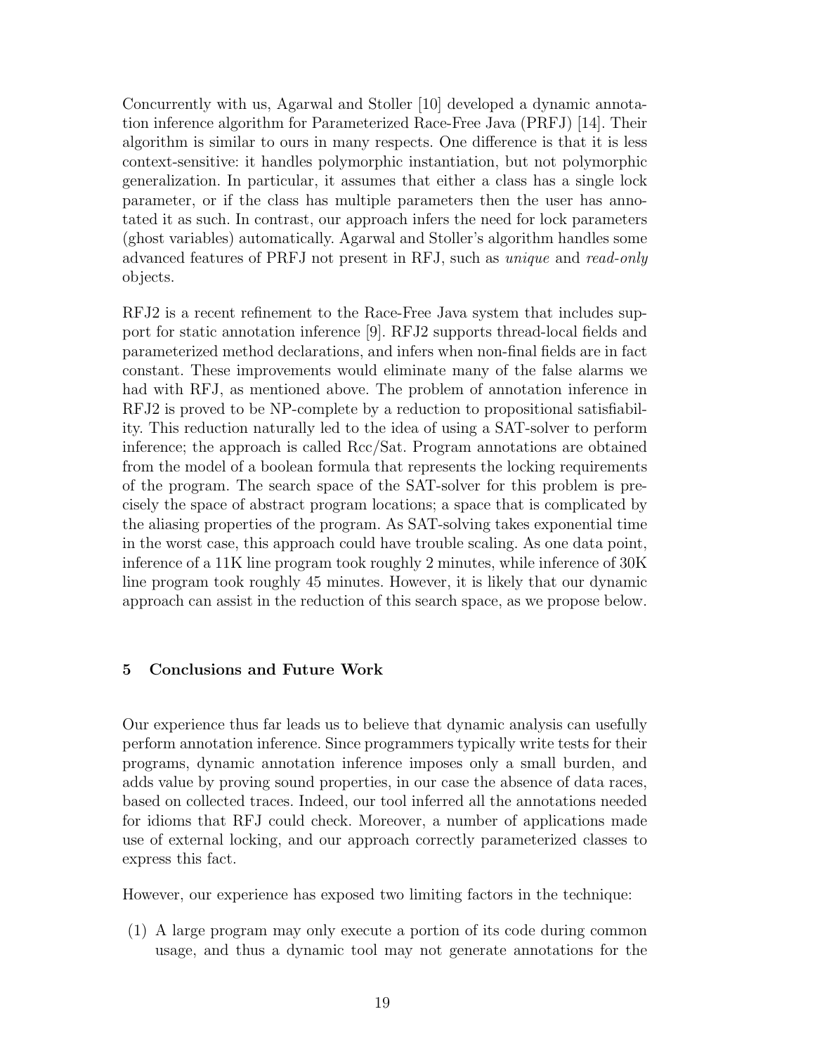Concurrently with us, Agarwal and Stoller [10] developed a dynamic annotation inference algorithm for Parameterized Race-Free Java (PRFJ) [14]. Their algorithm is similar to ours in many respects. One difference is that it is less context-sensitive: it handles polymorphic instantiation, but not polymorphic generalization. In particular, it assumes that either a class has a single lock parameter, or if the class has multiple parameters then the user has annotated it as such. In contrast, our approach infers the need for lock parameters (ghost variables) automatically. Agarwal and Stoller's algorithm handles some advanced features of PRFJ not present in RFJ, such as *unique* and *read-only* objects.

RFJ2 is a recent refinement to the Race-Free Java system that includes support for static annotation inference [9]. RFJ2 supports thread-local fields and parameterized method declarations, and infers when non-final fields are in fact constant. These improvements would eliminate many of the false alarms we had with RFJ, as mentioned above. The problem of annotation inference in RFJ2 is proved to be NP-complete by a reduction to propositional satisfiability. This reduction naturally led to the idea of using a SAT-solver to perform inference; the approach is called Rcc/Sat. Program annotations are obtained from the model of a boolean formula that represents the locking requirements of the program. The search space of the SAT-solver for this problem is precisely the space of abstract program locations; a space that is complicated by the aliasing properties of the program. As SAT-solving takes exponential time in the worst case, this approach could have trouble scaling. As one data point, inference of a 11K line program took roughly 2 minutes, while inference of 30K line program took roughly 45 minutes. However, it is likely that our dynamic approach can assist in the reduction of this search space, as we propose below.

## 5 Conclusions and Future Work

Our experience thus far leads us to believe that dynamic analysis can usefully perform annotation inference. Since programmers typically write tests for their programs, dynamic annotation inference imposes only a small burden, and adds value by proving sound properties, in our case the absence of data races, based on collected traces. Indeed, our tool inferred all the annotations needed for idioms that RFJ could check. Moreover, a number of applications made use of external locking, and our approach correctly parameterized classes to express this fact.

However, our experience has exposed two limiting factors in the technique:

(1) A large program may only execute a portion of its code during common usage, and thus a dynamic tool may not generate annotations for the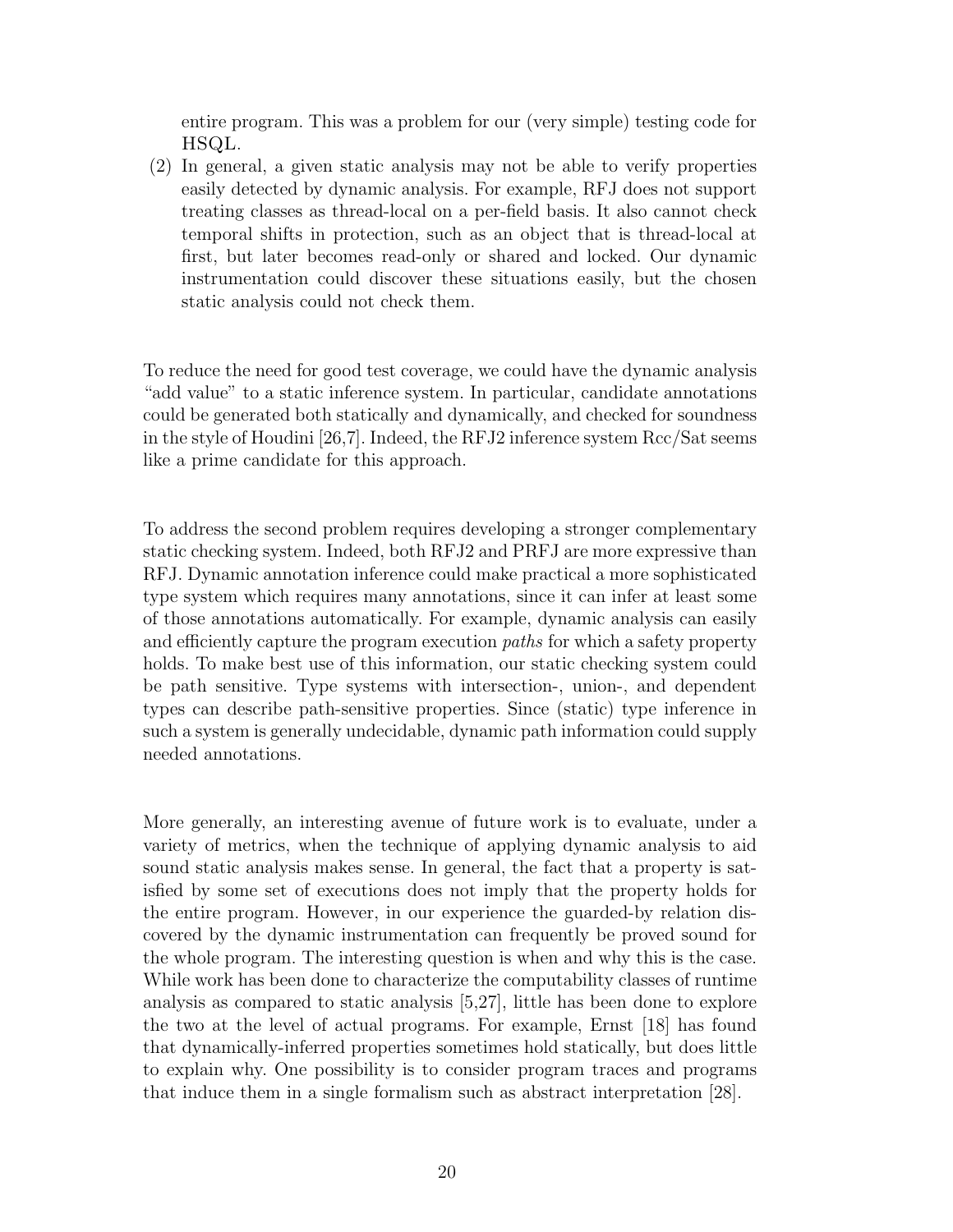entire program. This was a problem for our (very simple) testing code for HSQL.

(2) In general, a given static analysis may not be able to verify properties easily detected by dynamic analysis. For example, RFJ does not support treating classes as thread-local on a per-field basis. It also cannot check temporal shifts in protection, such as an object that is thread-local at first, but later becomes read-only or shared and locked. Our dynamic instrumentation could discover these situations easily, but the chosen static analysis could not check them.

To reduce the need for good test coverage, we could have the dynamic analysis "add value" to a static inference system. In particular, candidate annotations could be generated both statically and dynamically, and checked for soundness in the style of Houdini [26,7]. Indeed, the RFJ2 inference system Rcc/Sat seems like a prime candidate for this approach.

To address the second problem requires developing a stronger complementary static checking system. Indeed, both RFJ2 and PRFJ are more expressive than RFJ. Dynamic annotation inference could make practical a more sophisticated type system which requires many annotations, since it can infer at least some of those annotations automatically. For example, dynamic analysis can easily and efficiently capture the program execution *paths* for which a safety property holds. To make best use of this information, our static checking system could be path sensitive. Type systems with intersection-, union-, and dependent types can describe path-sensitive properties. Since (static) type inference in such a system is generally undecidable, dynamic path information could supply needed annotations.

More generally, an interesting avenue of future work is to evaluate, under a variety of metrics, when the technique of applying dynamic analysis to aid sound static analysis makes sense. In general, the fact that a property is satisfied by some set of executions does not imply that the property holds for the entire program. However, in our experience the guarded-by relation discovered by the dynamic instrumentation can frequently be proved sound for the whole program. The interesting question is when and why this is the case. While work has been done to characterize the computability classes of runtime analysis as compared to static analysis [5,27], little has been done to explore the two at the level of actual programs. For example, Ernst [18] has found that dynamically-inferred properties sometimes hold statically, but does little to explain why. One possibility is to consider program traces and programs that induce them in a single formalism such as abstract interpretation [28].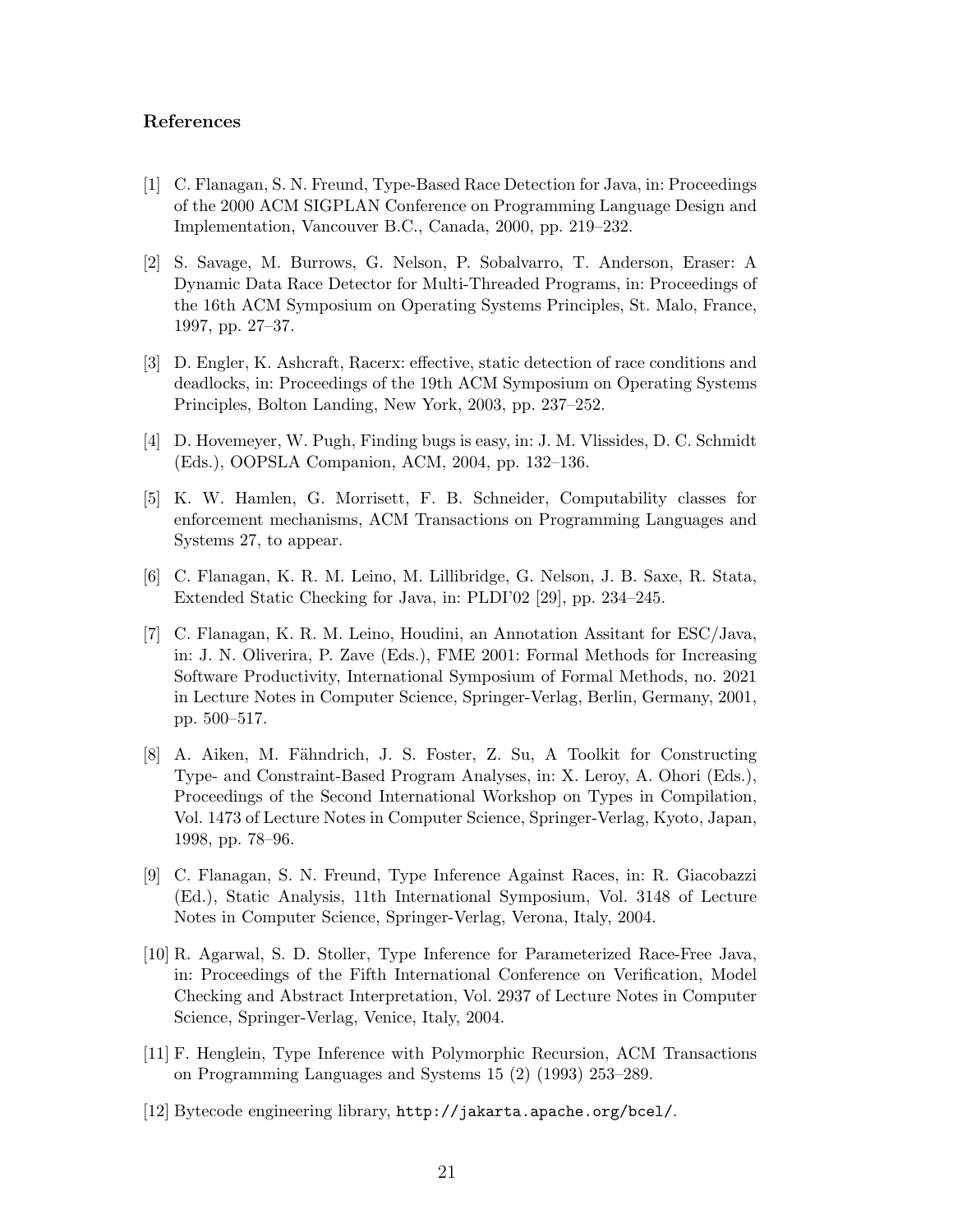## References

[1] C. Flanagan, S. N. Freund, Type-Based Race Detection for Java, in: Proceedings of the 2000 ACM SIGPLAN Conference on Programming Language Design and Implementation, Vancouver B.C., Canada, 2000, pp. 219–232.

[2] S. Savage, M. Burrows, G. Nelson, P. Sobalvarro, T. Anderson, Eraser: A Dynamic Data Race Detector for Multi-Threaded Programs, in: Proceedings of the 16th ACM Symposium on Operating Systems Principles, St. Malo, France, 1997, pp. 27–37.

[3] D. Engler, K. Ashcraft, Racerx: effective, static detection of race conditions and deadlocks, in: Proceedings of the 19th ACM Symposium on Operating Systems Principles, Bolton Landing, New York, 2003, pp. 237–252.

[4] D. Hovemeyer, W. Pugh, Finding bugs is easy, in: J. M. Vlissides, D. C. Schmidt (Eds.), OOPSLA Companion, ACM, 2004, pp. 132–136.

[5] K. W. Hamlen, G. Morrisett, F. B. Schneider, Computability classes for enforcement mechanisms, ACM Transactions on Programming Languages and Systems 27, to appear.

[6] C. Flanagan, K. R. M. Leino, M. Lillibridge, G. Nelson, J. B. Saxe, R. Stata, Extended Static Checking for Java, in: PLDI'02 [29], pp. 234–245.

[7] C. Flanagan, K. R. M. Leino, Houdini, an Annotation Assitant for ESC/Java, in: J. N. Oliverira, P. Zave (Eds.), FME 2001: Formal Methods for Increasing Software Productivity, International Symposium of Formal Methods, no. 2021 in Lecture Notes in Computer Science, Springer-Verlag, Berlin, Germany, 2001, pp. 500–517.

[8] A. Aiken, M. Fähndrich, J. S. Foster, Z. Su, A Toolkit for Constructing Type- and Constraint-Based Program Analyses, in: X. Leroy, A. Ohori (Eds.), Proceedings of the Second International Workshop on Types in Compilation, Vol. 1473 of Lecture Notes in Computer Science, Springer-Verlag, Kyoto, Japan, 1998, pp. 78–96.

[9] C. Flanagan, S. N. Freund, Type Inference Against Races, in: R. Giacobazzi (Ed.), Static Analysis, 11th International Symposium, Vol. 3148 of Lecture Notes in Computer Science, Springer-Verlag, Verona, Italy, 2004.

[10] R. Agarwal, S. D. Stoller, Type Inference for Parameterized Race-Free Java, in: Proceedings of the Fifth International Conference on Verification, Model Checking and Abstract Interpretation, Vol. 2937 of Lecture Notes in Computer Science, Springer-Verlag, Venice, Italy, 2004.

[11] F. Henglein, Type Inference with Polymorphic Recursion, ACM Transactions on Programming Languages and Systems 15 (2) (1993) 253–289.

[12] Bytecode engineering library, `http://jakarta.apache.org/bcel/`.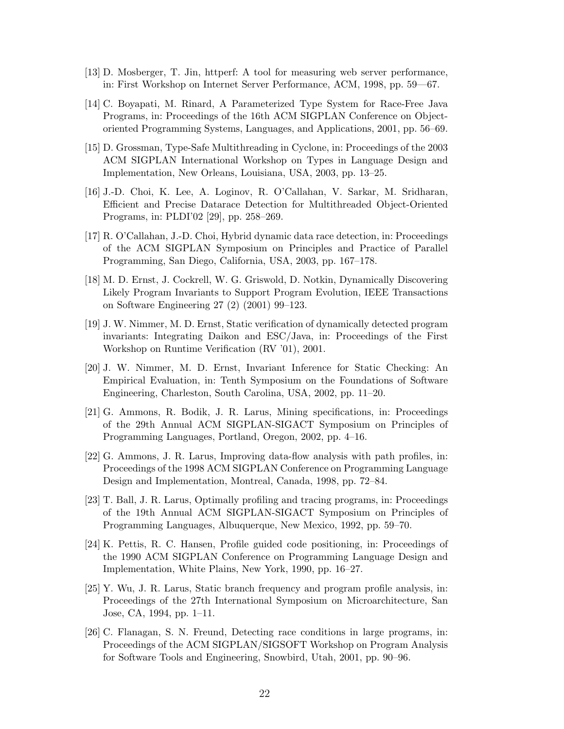[13] D. Mosberger, T. Jin, httperf: A tool for measuring web server performance, in: First Workshop on Internet Server Performance, ACM, 1998, pp. 59—67.

[14] C. Boyapati, M. Rinard, A Parameterized Type System for Race-Free Java Programs, in: Proceedings of the 16th ACM SIGPLAN Conference on Object-oriented Programming Systems, Languages, and Applications, 2001, pp. 56–69.

[15] D. Grossman, Type-Safe Multithreading in Cyclone, in: Proceedings of the 2003 ACM SIGPLAN International Workshop on Types in Language Design and Implementation, New Orleans, Louisiana, USA, 2003, pp. 13–25.

[16] J.-D. Choi, K. Lee, A. Loginov, R. O'Callahan, V. Sarkar, M. Sridharan, Efficient and Precise Datarace Detection for Multithreaded Object-Oriented Programs, in: PLDI'02 [29], pp. 258–269.

[17] R. O'Callahan, J.-D. Choi, Hybrid dynamic data race detection, in: Proceedings of the ACM SIGPLAN Symposium on Principles and Practice of Parallel Programming, San Diego, California, USA, 2003, pp. 167–178.

[18] M. D. Ernst, J. Cockrell, W. G. Griswold, D. Notkin, Dynamically Discovering Likely Program Invariants to Support Program Evolution, IEEE Transactions on Software Engineering 27 (2) (2001) 99–123.

[19] J. W. Nimmer, M. D. Ernst, Static verification of dynamically detected program invariants: Integrating Daikon and ESC/Java, in: Proceedings of the First Workshop on Runtime Verification (RV '01), 2001.

[20] J. W. Nimmer, M. D. Ernst, Invariant Inference for Static Checking: An Empirical Evaluation, in: Tenth Symposium on the Foundations of Software Engineering, Charleston, South Carolina, USA, 2002, pp. 11–20.

[21] G. Ammons, R. Bodik, J. R. Larus, Mining specifications, in: Proceedings of the 29th Annual ACM SIGPLAN-SIGACT Symposium on Principles of Programming Languages, Portland, Oregon, 2002, pp. 4–16.

[22] G. Ammons, J. R. Larus, Improving data-flow analysis with path profiles, in: Proceedings of the 1998 ACM SIGPLAN Conference on Programming Language Design and Implementation, Montreal, Canada, 1998, pp. 72–84.

[23] T. Ball, J. R. Larus, Optimally profiling and tracing programs, in: Proceedings of the 19th Annual ACM SIGPLAN-SIGACT Symposium on Principles of Programming Languages, Albuquerque, New Mexico, 1992, pp. 59–70.

[24] K. Pettis, R. C. Hansen, Profile guided code positioning, in: Proceedings of the 1990 ACM SIGPLAN Conference on Programming Language Design and Implementation, White Plains, New York, 1990, pp. 16–27.

[25] Y. Wu, J. R. Larus, Static branch frequency and program profile analysis, in: Proceedings of the 27th International Symposium on Microarchitecture, San Jose, CA, 1994, pp. 1–11.

[26] C. Flanagan, S. N. Freund, Detecting race conditions in large programs, in: Proceedings of the ACM SIGPLAN/SIGSOFT Workshop on Program Analysis for Software Tools and Engineering, Snowbird, Utah, 2001, pp. 90–96.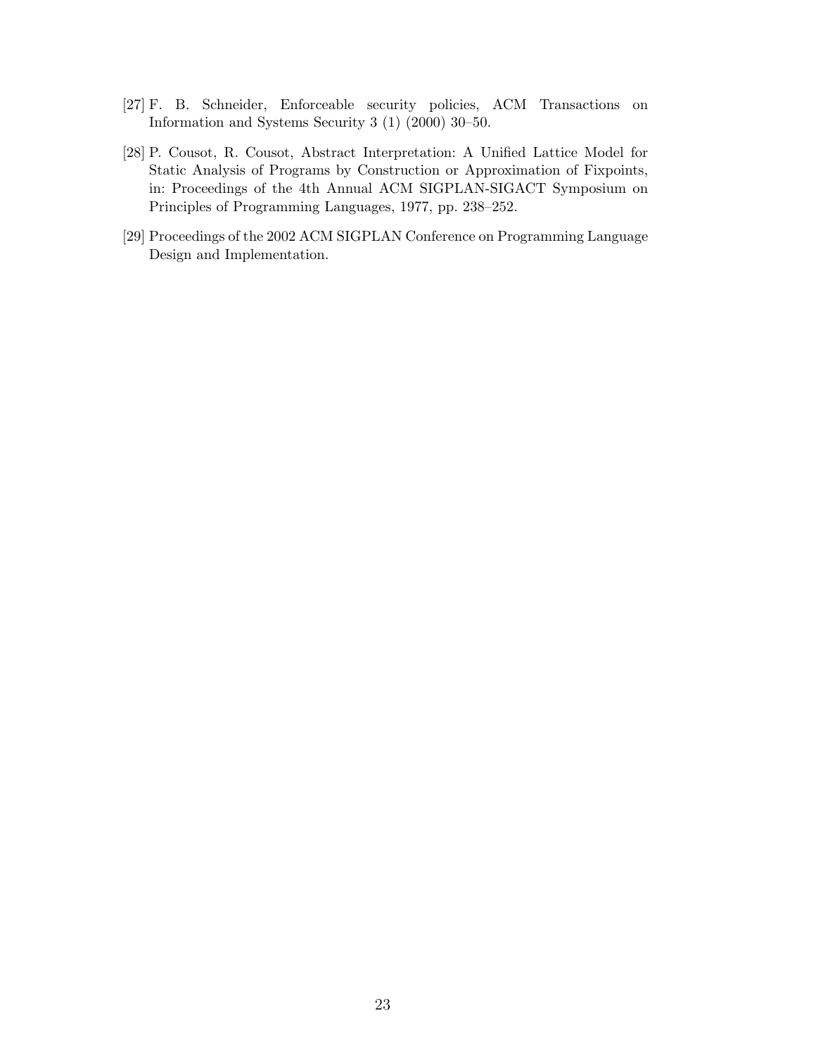[27] F. B. Schneider, Enforceable security policies, ACM Transactions on Information and Systems Security 3 (1) (2000) 30–50.

[28] P. Cousot, R. Cousot, Abstract Interpretation: A Unified Lattice Model for Static Analysis of Programs by Construction or Approximation of Fixpoints, in: Proceedings of the 4th Annual ACM SIGPLAN-SIGACT Symposium on Principles of Programming Languages, 1977, pp. 238–252.

[29] Proceedings of the 2002 ACM SIGPLAN Conference on Programming Language Design and Implementation.